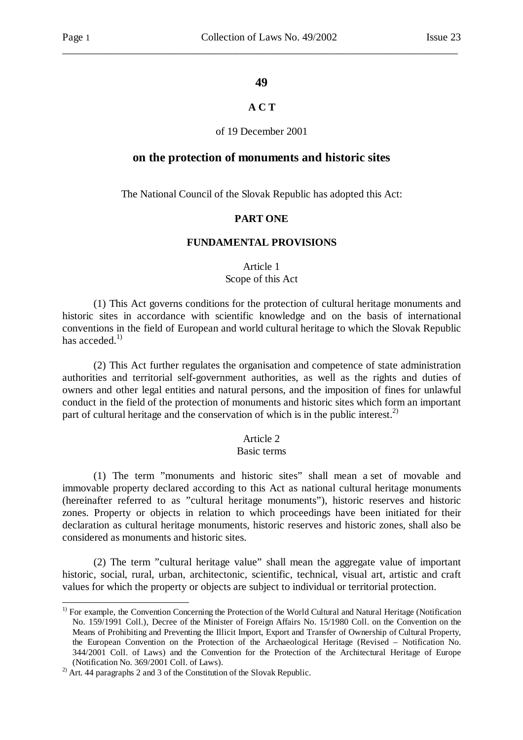# 49

## A C T

of 19 December 2001

## on the protection of monuments and historic sites

The National Council of the Slovak Republic has adopted this Act:

### PART ONE

### FUNDAMENTAL PROVISIONS

Article 1
Scope of this Act

(1) This Act governs conditions for the protection of cultural heritage monuments and historic sites in accordance with scientific knowledge and on the basis of international conventions in the field of European and world cultural heritage to which the Slovak Republic has acceded.[1)]

(2) This Act further regulates the organisation and competence of state administration authorities and territorial self-government authorities, as well as the rights and duties of owners and other legal entities and natural persons, and the imposition of fines for unlawful conduct in the field of the protection of monuments and historic sites which form an important part of cultural heritage and the conservation of which is in the public interest.[2)]

Article 2
Basic terms

(1) The term "monuments and historic sites" shall mean a set of movable and immovable property declared according to this Act as national cultural heritage monuments (hereinafter referred to as "cultural heritage monuments"), historic reserves and historic zones. Property or objects in relation to which proceedings have been initiated for their declaration as cultural heritage monuments, historic reserves and historic zones, shall also be considered as monuments and historic sites.

(2) The term "cultural heritage value" shall mean the aggregate value of important historic, social, rural, urban, architectonic, scientific, technical, visual art, artistic and craft values for which the property or objects are subject to individual or territorial protection.

---

[1)] For example, the Convention Concerning the Protection of the World Cultural and Natural Heritage (Notification No. 159/1991 Coll.), Decree of the Minister of Foreign Affairs No. 15/1980 Coll. on the Convention on the Means of Prohibiting and Preventing the Illicit Import, Export and Transfer of Ownership of Cultural Property, the European Convention on the Protection of the Archaeological Heritage (Revised – Notification No. 344/2001 Coll. of Laws) and the Convention for the Protection of the Architectural Heritage of Europe (Notification No. 369/2001 Coll. of Laws).

[2)] Art. 44 paragraphs 2 and 3 of the Constitution of the Slovak Republic.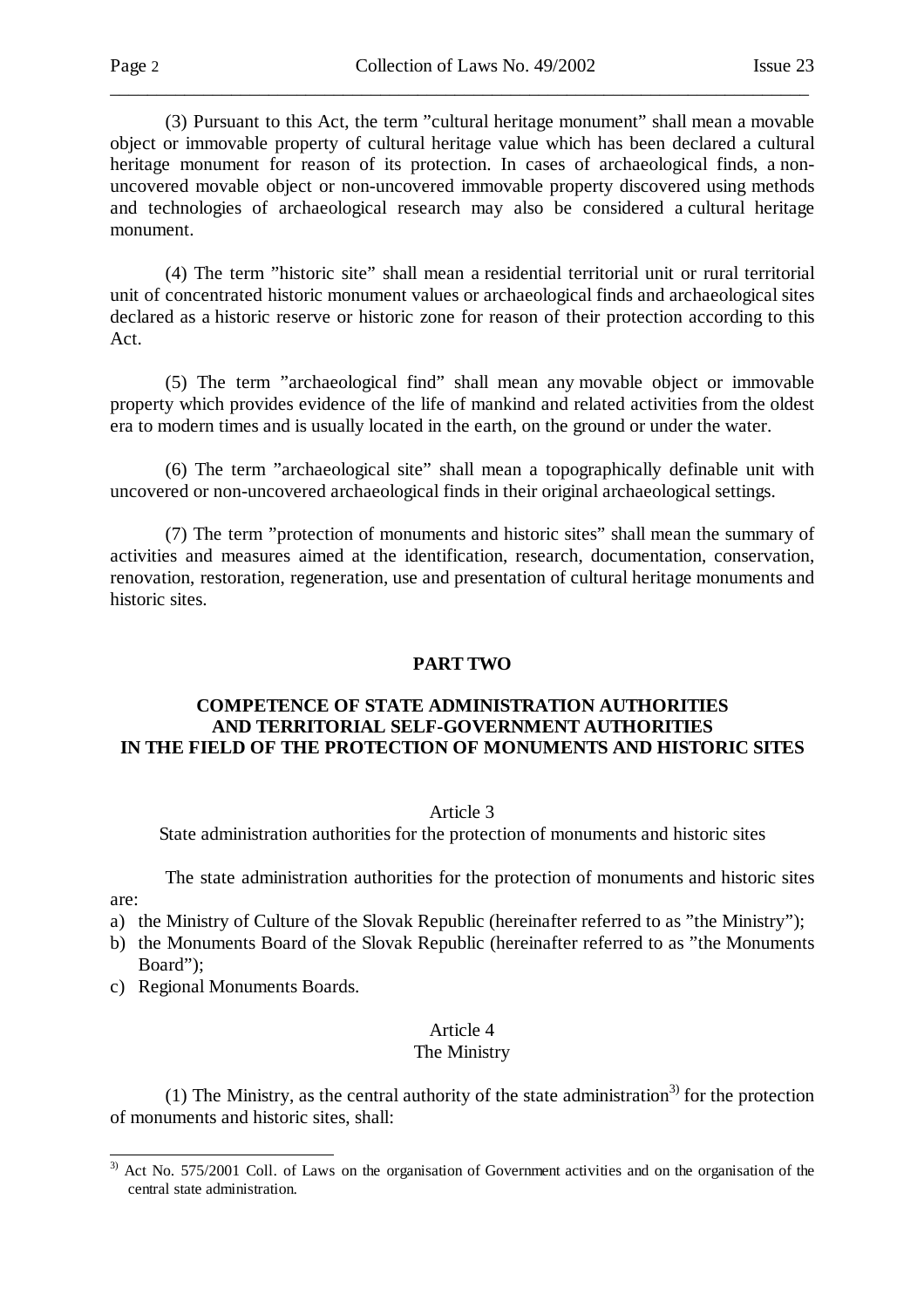(3) Pursuant to this Act, the term "cultural heritage monument" shall mean a movable object or immovable property of cultural heritage value which has been declared a cultural heritage monument for reason of its protection. In cases of archaeological finds, a non-uncovered movable object or non-uncovered immovable property discovered using methods and technologies of archaeological research may also be considered a cultural heritage monument.

(4) The term "historic site" shall mean a residential territorial unit or rural territorial unit of concentrated historic monument values or archaeological finds and archaeological sites declared as a historic reserve or historic zone for reason of their protection according to this Act.

(5) The term "archaeological find" shall mean any movable object or immovable property which provides evidence of the life of mankind and related activities from the oldest era to modern times and is usually located in the earth, on the ground or under the water.

(6) The term "archaeological site" shall mean a topographically definable unit with uncovered or non-uncovered archaeological finds in their original archaeological settings.

(7) The term "protection of monuments and historic sites" shall mean the summary of activities and measures aimed at the identification, research, documentation, conservation, renovation, restoration, regeneration, use and presentation of cultural heritage monuments and historic sites.

## PART TWO

## COMPETENCE OF STATE ADMINISTRATION AUTHORITIES AND TERRITORIAL SELF-GOVERNMENT AUTHORITIES IN THE FIELD OF THE PROTECTION OF MONUMENTS AND HISTORIC SITES

### Article 3
### State administration authorities for the protection of monuments and historic sites

The state administration authorities for the protection of monuments and historic sites are:

a) the Ministry of Culture of the Slovak Republic (hereinafter referred to as "the Ministry");
b) the Monuments Board of the Slovak Republic (hereinafter referred to as "the Monuments Board");
c) Regional Monuments Boards.

### Article 4
### The Ministry

(1) The Ministry, as the central authority of the state administration[3] for the protection of monuments and historic sites, shall:

---

[3] Act No. 575/2001 Coll. of Laws on the organisation of Government activities and on the organisation of the central state administration.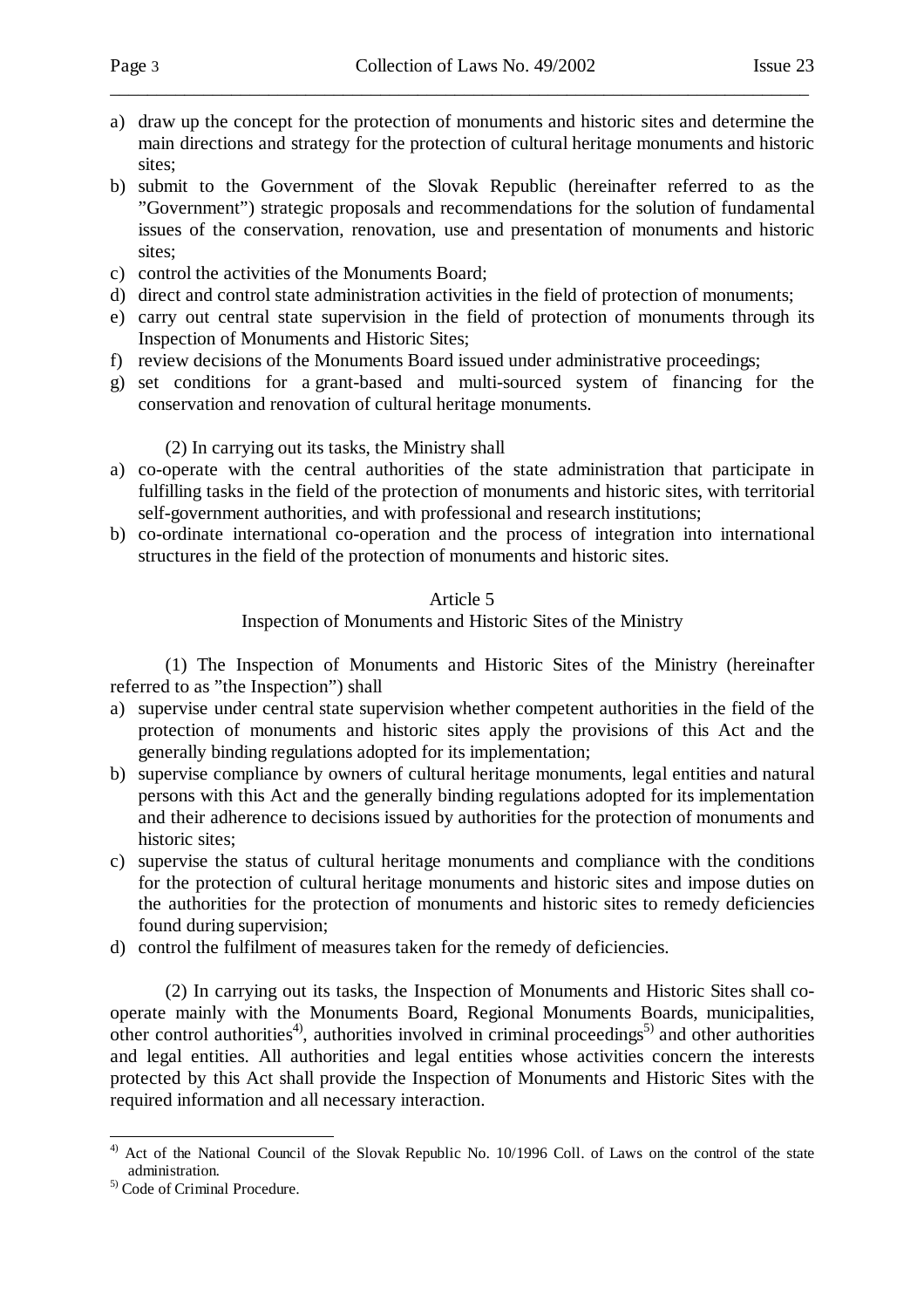a) draw up the concept for the protection of monuments and historic sites and determine the main directions and strategy for the protection of cultural heritage monuments and historic sites;
b) submit to the Government of the Slovak Republic (hereinafter referred to as the "Government") strategic proposals and recommendations for the solution of fundamental issues of the conservation, renovation, use and presentation of monuments and historic sites;
c) control the activities of the Monuments Board;
d) direct and control state administration activities in the field of protection of monuments;
e) carry out central state supervision in the field of protection of monuments through its Inspection of Monuments and Historic Sites;
f) review decisions of the Monuments Board issued under administrative proceedings;
g) set conditions for a grant-based and multi-sourced system of financing for the conservation and renovation of cultural heritage monuments.

(2) In carrying out its tasks, the Ministry shall

a) co-operate with the central authorities of the state administration that participate in fulfilling tasks in the field of the protection of monuments and historic sites, with territorial self-government authorities, and with professional and research institutions;
b) co-ordinate international co-operation and the process of integration into international structures in the field of the protection of monuments and historic sites.

### Article 5
### Inspection of Monuments and Historic Sites of the Ministry

(1) The Inspection of Monuments and Historic Sites of the Ministry (hereinafter referred to as "the Inspection") shall

a) supervise under central state supervision whether competent authorities in the field of the protection of monuments and historic sites apply the provisions of this Act and the generally binding regulations adopted for its implementation;
b) supervise compliance by owners of cultural heritage monuments, legal entities and natural persons with this Act and the generally binding regulations adopted for its implementation and their adherence to decisions issued by authorities for the protection of monuments and historic sites;
c) supervise the status of cultural heritage monuments and compliance with the conditions for the protection of cultural heritage monuments and historic sites and impose duties on the authorities for the protection of monuments and historic sites to remedy deficiencies found during supervision;
d) control the fulfilment of measures taken for the remedy of deficiencies.

(2) In carrying out its tasks, the Inspection of Monuments and Historic Sites shall co-operate mainly with the Monuments Board, Regional Monuments Boards, municipalities, other control authorities[4], authorities involved in criminal proceedings[5] and other authorities and legal entities. All authorities and legal entities whose activities concern the interests protected by this Act shall provide the Inspection of Monuments and Historic Sites with the required information and all necessary interaction.

---

[4] Act of the National Council of the Slovak Republic No. 10/1996 Coll. of Laws on the control of the state administration.

[5] Code of Criminal Procedure.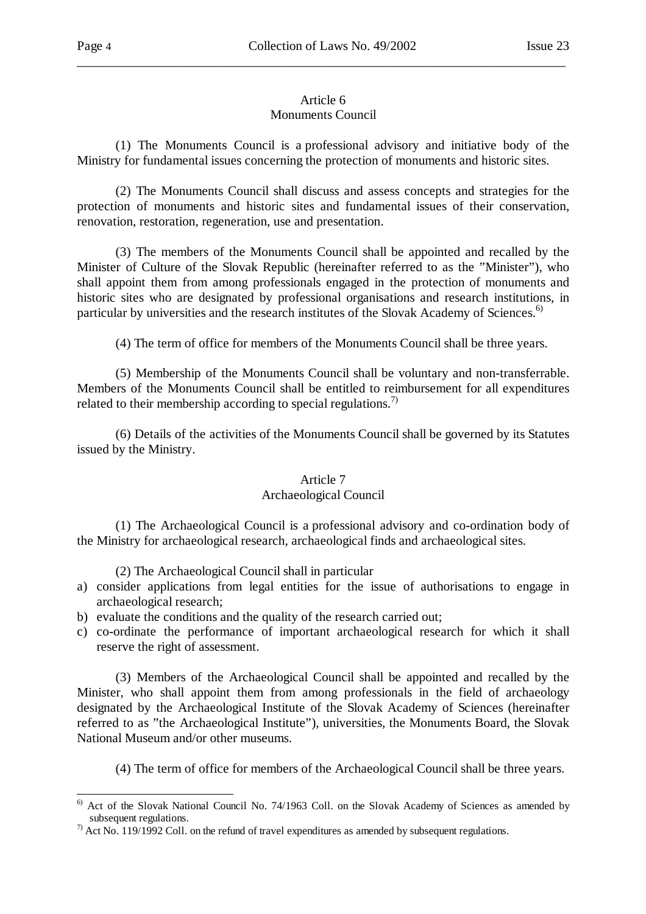## Article 6
## Monuments Council

(1) The Monuments Council is a professional advisory and initiative body of the Ministry for fundamental issues concerning the protection of monuments and historic sites.

(2) The Monuments Council shall discuss and assess concepts and strategies for the protection of monuments and historic sites and fundamental issues of their conservation, renovation, restoration, regeneration, use and presentation.

(3) The members of the Monuments Council shall be appointed and recalled by the Minister of Culture of the Slovak Republic (hereinafter referred to as the "Minister"), who shall appoint them from among professionals engaged in the protection of monuments and historic sites who are designated by professional organisations and research institutions, in particular by universities and the research institutes of the Slovak Academy of Sciences.[6)]

(4) The term of office for members of the Monuments Council shall be three years.

(5) Membership of the Monuments Council shall be voluntary and non-transferrable. Members of the Monuments Council shall be entitled to reimbursement for all expenditures related to their membership according to special regulations.[7)]

(6) Details of the activities of the Monuments Council shall be governed by its Statutes issued by the Ministry.

## Article 7
## Archaeological Council

(1) The Archaeological Council is a professional advisory and co-ordination body of the Ministry for archaeological research, archaeological finds and archaeological sites.

(2) The Archaeological Council shall in particular

a) consider applications from legal entities for the issue of authorisations to engage in archaeological research;
b) evaluate the conditions and the quality of the research carried out;
c) co-ordinate the performance of important archaeological research for which it shall reserve the right of assessment.

(3) Members of the Archaeological Council shall be appointed and recalled by the Minister, who shall appoint them from among professionals in the field of archaeology designated by the Archaeological Institute of the Slovak Academy of Sciences (hereinafter referred to as "the Archaeological Institute"), universities, the Monuments Board, the Slovak National Museum and/or other museums.

(4) The term of office for members of the Archaeological Council shall be three years.

---

[6)] Act of the Slovak National Council No. 74/1963 Coll. on the Slovak Academy of Sciences as amended by subsequent regulations.

[7)] Act No. 119/1992 Coll. on the refund of travel expenditures as amended by subsequent regulations.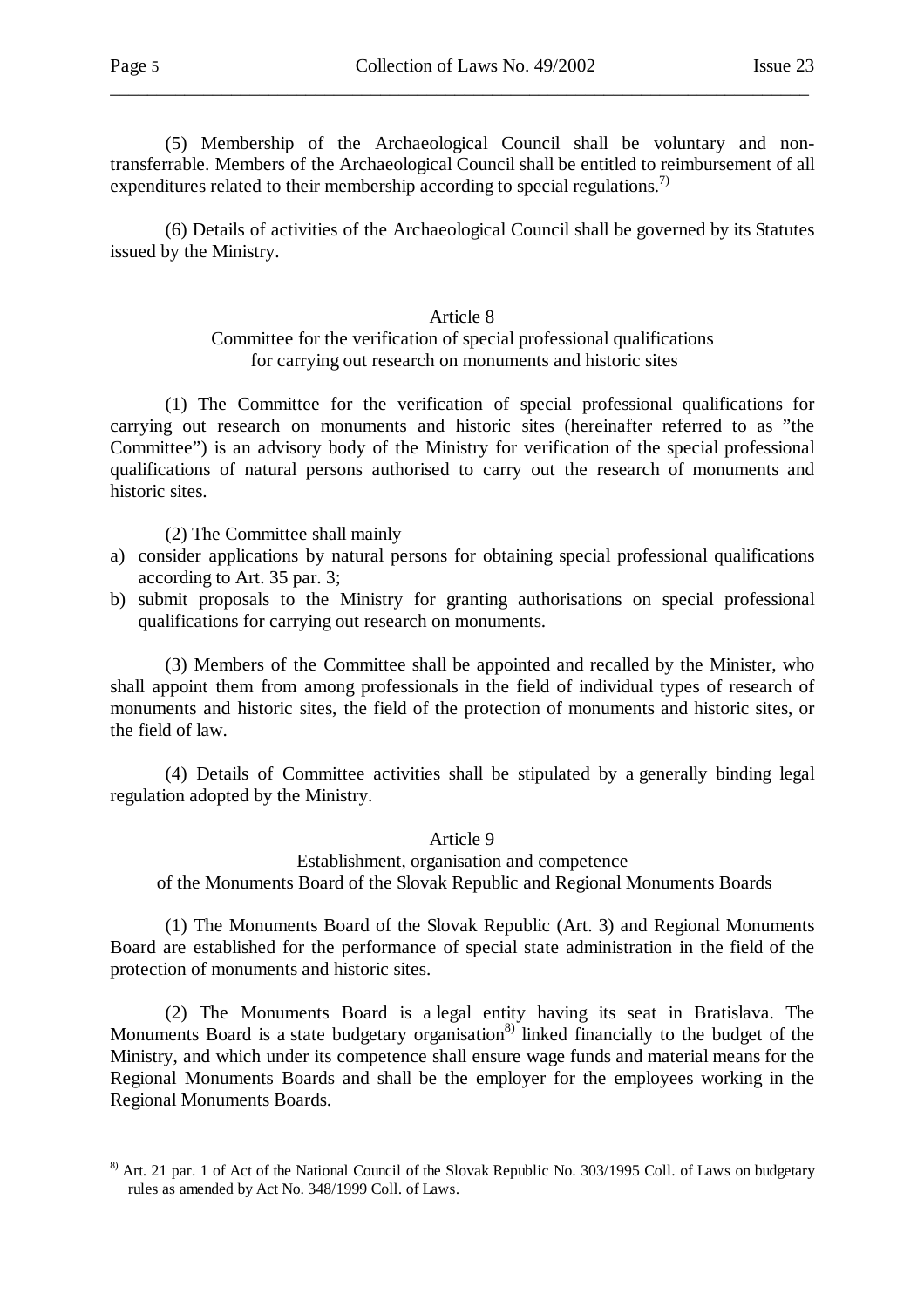(5) Membership of the Archaeological Council shall be voluntary and non-transferrable. Members of the Archaeological Council shall be entitled to reimbursement of all expenditures related to their membership according to special regulations.[7)]

(6) Details of activities of the Archaeological Council shall be governed by its Statutes issued by the Ministry.

## Article 8
### Committee for the verification of special professional qualifications for carrying out research on monuments and historic sites

(1) The Committee for the verification of special professional qualifications for carrying out research on monuments and historic sites (hereinafter referred to as "the Committee") is an advisory body of the Ministry for verification of the special professional qualifications of natural persons authorised to carry out the research of monuments and historic sites.

(2) The Committee shall mainly

a) consider applications by natural persons for obtaining special professional qualifications according to Art. 35 par. 3;
b) submit proposals to the Ministry for granting authorisations on special professional qualifications for carrying out research on monuments.

(3) Members of the Committee shall be appointed and recalled by the Minister, who shall appoint them from among professionals in the field of individual types of research of monuments and historic sites, the field of the protection of monuments and historic sites, or the field of law.

(4) Details of Committee activities shall be stipulated by a generally binding legal regulation adopted by the Ministry.

## Article 9
### Establishment, organisation and competence of the Monuments Board of the Slovak Republic and Regional Monuments Boards

(1) The Monuments Board of the Slovak Republic (Art. 3) and Regional Monuments Board are established for the performance of special state administration in the field of the protection of monuments and historic sites.

(2) The Monuments Board is a legal entity having its seat in Bratislava. The Monuments Board is a state budgetary organisation[8)] linked financially to the budget of the Ministry, and which under its competence shall ensure wage funds and material means for the Regional Monuments Boards and shall be the employer for the employees working in the Regional Monuments Boards.

---

[8)] Art. 21 par. 1 of Act of the National Council of the Slovak Republic No. 303/1995 Coll. of Laws on budgetary rules as amended by Act No. 348/1999 Coll. of Laws.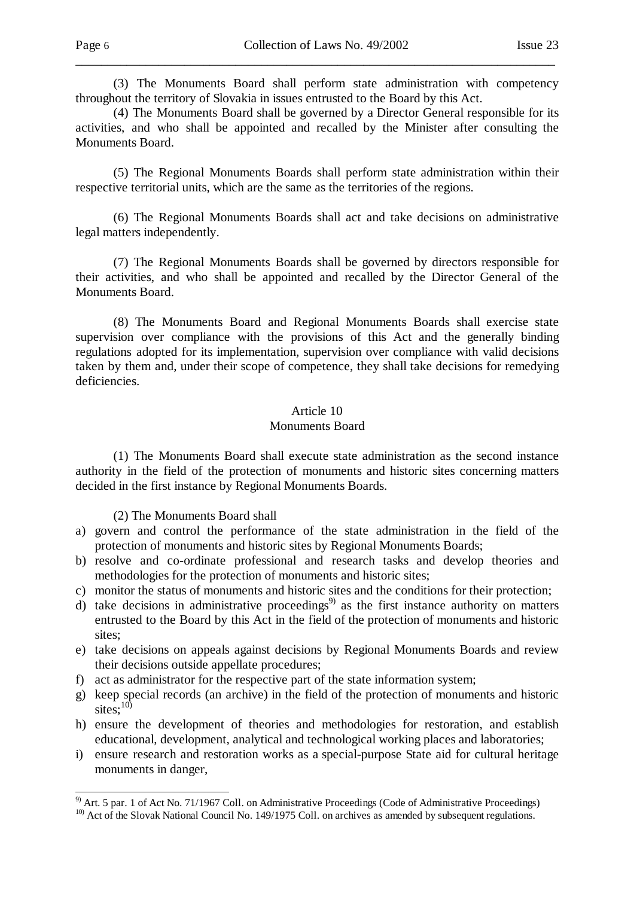(3) The Monuments Board shall perform state administration with competency throughout the territory of Slovakia in issues entrusted to the Board by this Act.

(4) The Monuments Board shall be governed by a Director General responsible for its activities, and who shall be appointed and recalled by the Minister after consulting the Monuments Board.

(5) The Regional Monuments Boards shall perform state administration within their respective territorial units, which are the same as the territories of the regions.

(6) The Regional Monuments Boards shall act and take decisions on administrative legal matters independently.

(7) The Regional Monuments Boards shall be governed by directors responsible for their activities, and who shall be appointed and recalled by the Director General of the Monuments Board.

(8) The Monuments Board and Regional Monuments Boards shall exercise state supervision over compliance with the provisions of this Act and the generally binding regulations adopted for its implementation, supervision over compliance with valid decisions taken by them and, under their scope of competence, they shall take decisions for remedying deficiencies.

## Article 10
## Monuments Board

(1) The Monuments Board shall execute state administration as the second instance authority in the field of the protection of monuments and historic sites concerning matters decided in the first instance by Regional Monuments Boards.

(2) The Monuments Board shall

a) govern and control the performance of the state administration in the field of the protection of monuments and historic sites by Regional Monuments Boards;
b) resolve and co-ordinate professional and research tasks and develop theories and methodologies for the protection of monuments and historic sites;
c) monitor the status of monuments and historic sites and the conditions for their protection;
d) take decisions in administrative proceedings[9] as the first instance authority on matters entrusted to the Board by this Act in the field of the protection of monuments and historic sites;
e) take decisions on appeals against decisions by Regional Monuments Boards and review their decisions outside appellate procedures;
f) act as administrator for the respective part of the state information system;
g) keep special records (an archive) in the field of the protection of monuments and historic sites;[10]
h) ensure the development of theories and methodologies for restoration, and establish educational, development, analytical and technological working places and laboratories;
i) ensure research and restoration works as a special-purpose State aid for cultural heritage monuments in danger,

---

[9] Art. 5 par. 1 of Act No. 71/1967 Coll. on Administrative Proceedings (Code of Administrative Proceedings)

[10] Act of the Slovak National Council No. 149/1975 Coll. on archives as amended by subsequent regulations.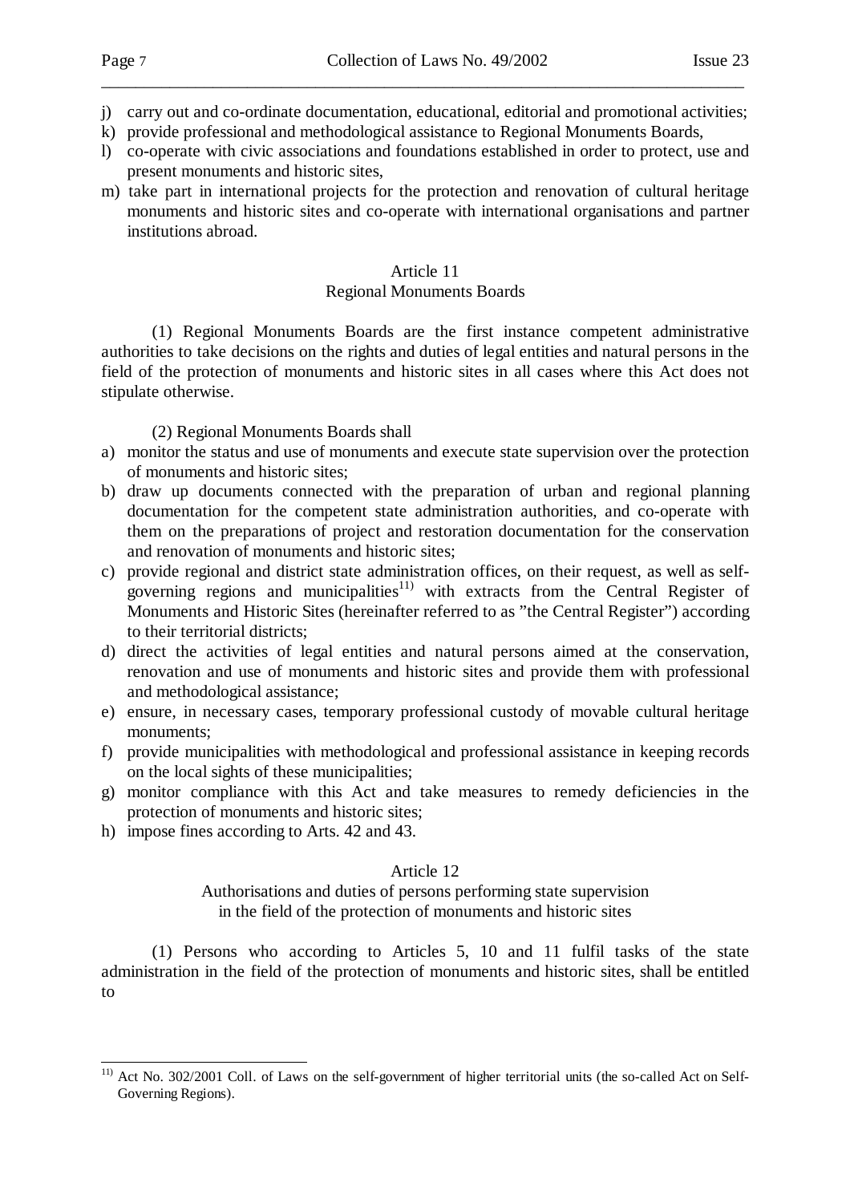j) carry out and co-ordinate documentation, educational, editorial and promotional activities;
k) provide professional and methodological assistance to Regional Monuments Boards,
l) co-operate with civic associations and foundations established in order to protect, use and present monuments and historic sites,
m) take part in international projects for the protection and renovation of cultural heritage monuments and historic sites and co-operate with international organisations and partner institutions abroad.

### Article 11
### Regional Monuments Boards

(1) Regional Monuments Boards are the first instance competent administrative authorities to take decisions on the rights and duties of legal entities and natural persons in the field of the protection of monuments and historic sites in all cases where this Act does not stipulate otherwise.

(2) Regional Monuments Boards shall

a) monitor the status and use of monuments and execute state supervision over the protection of monuments and historic sites;
b) draw up documents connected with the preparation of urban and regional planning documentation for the competent state administration authorities, and co-operate with them on the preparations of project and restoration documentation for the conservation and renovation of monuments and historic sites;
c) provide regional and district state administration offices, on their request, as well as self-governing regions and municipalities[11)] with extracts from the Central Register of Monuments and Historic Sites (hereinafter referred to as "the Central Register") according to their territorial districts;
d) direct the activities of legal entities and natural persons aimed at the conservation, renovation and use of monuments and historic sites and provide them with professional and methodological assistance;
e) ensure, in necessary cases, temporary professional custody of movable cultural heritage monuments;
f) provide municipalities with methodological and professional assistance in keeping records on the local sights of these municipalities;
g) monitor compliance with this Act and take measures to remedy deficiencies in the protection of monuments and historic sites;
h) impose fines according to Arts. 42 and 43.

### Article 12
### Authorisations and duties of persons performing state supervision in the field of the protection of monuments and historic sites

(1) Persons who according to Articles 5, 10 and 11 fulfil tasks of the state administration in the field of the protection of monuments and historic sites, shall be entitled to

---

[11)] Act No. 302/2001 Coll. of Laws on the self-government of higher territorial units (the so-called Act on Self-Governing Regions).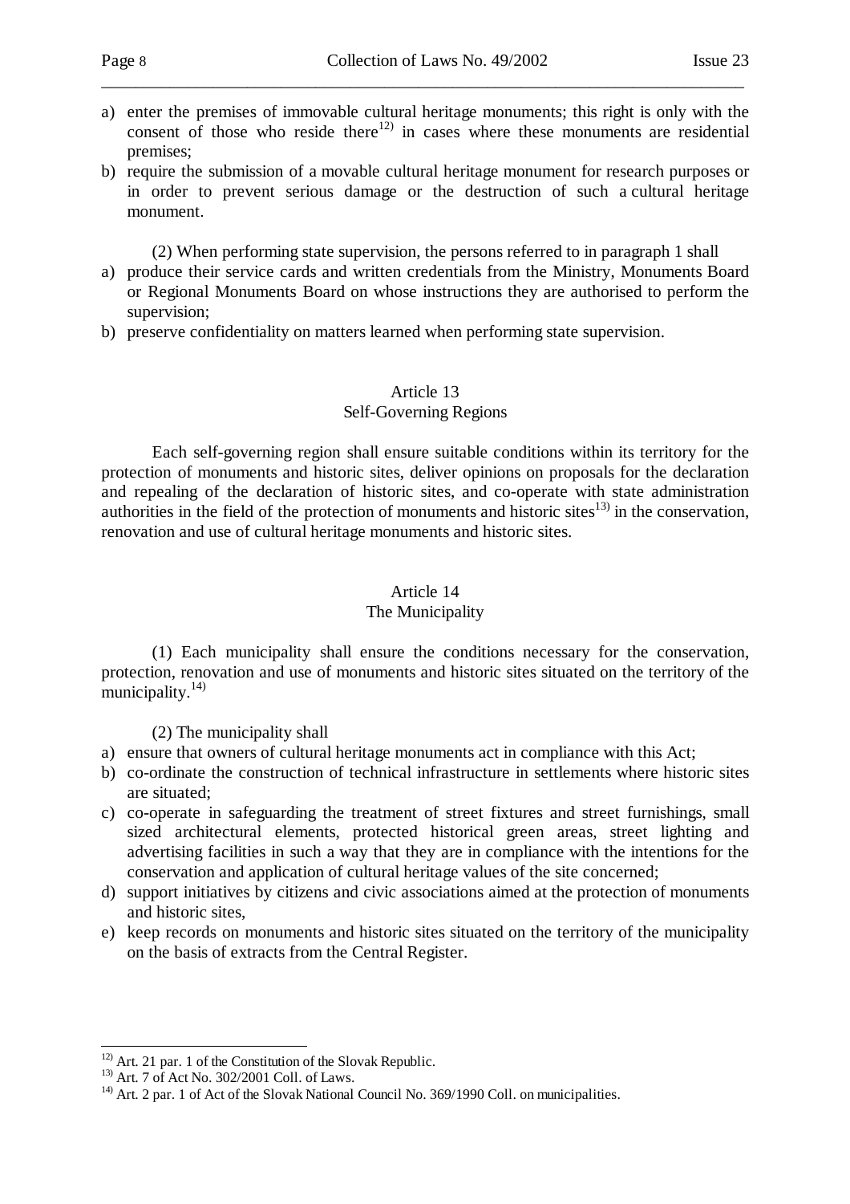a) enter the premises of immovable cultural heritage monuments; this right is only with the consent of those who reside there[12] in cases where these monuments are residential premises;
b) require the submission of a movable cultural heritage monument for research purposes or in order to prevent serious damage or the destruction of such a cultural heritage monument.

(2) When performing state supervision, the persons referred to in paragraph 1 shall

a) produce their service cards and written credentials from the Ministry, Monuments Board or Regional Monuments Board on whose instructions they are authorised to perform the supervision;
b) preserve confidentiality on matters learned when performing state supervision.

## Article 13
### Self-Governing Regions

Each self-governing region shall ensure suitable conditions within its territory for the protection of monuments and historic sites, deliver opinions on proposals for the declaration and repealing of the declaration of historic sites, and co-operate with state administration authorities in the field of the protection of monuments and historic sites[13] in the conservation, renovation and use of cultural heritage monuments and historic sites.

## Article 14
### The Municipality

(1) Each municipality shall ensure the conditions necessary for the conservation, protection, renovation and use of monuments and historic sites situated on the territory of the municipality.[14]

(2) The municipality shall

a) ensure that owners of cultural heritage monuments act in compliance with this Act;
b) co-ordinate the construction of technical infrastructure in settlements where historic sites are situated;
c) co-operate in safeguarding the treatment of street fixtures and street furnishings, small sized architectural elements, protected historical green areas, street lighting and advertising facilities in such a way that they are in compliance with the intentions for the conservation and application of cultural heritage values of the site concerned;
d) support initiatives by citizens and civic associations aimed at the protection of monuments and historic sites,
e) keep records on monuments and historic sites situated on the territory of the municipality on the basis of extracts from the Central Register.

---

[12] Art. 21 par. 1 of the Constitution of the Slovak Republic.

[13] Art. 7 of Act No. 302/2001 Coll. of Laws.

[14] Art. 2 par. 1 of Act of the Slovak National Council No. 369/1990 Coll. on municipalities.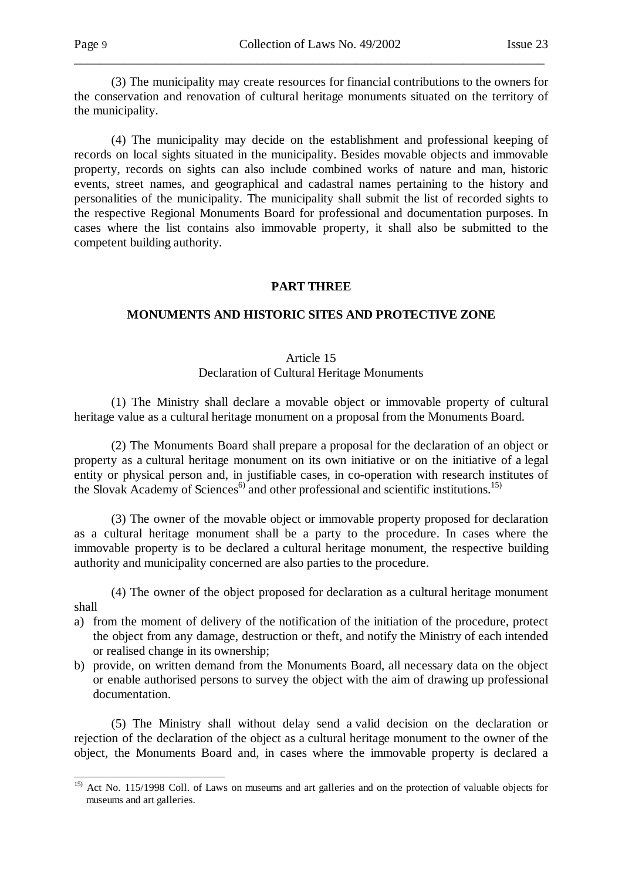(3) The municipality may create resources for financial contributions to the owners for the conservation and renovation of cultural heritage monuments situated on the territory of the municipality.

(4) The municipality may decide on the establishment and professional keeping of records on local sights situated in the municipality. Besides movable objects and immovable property, records on sights can also include combined works of nature and man, historic events, street names, and geographical and cadastral names pertaining to the history and personalities of the municipality. The municipality shall submit the list of recorded sights to the respective Regional Monuments Board for professional and documentation purposes. In cases where the list contains also immovable property, it shall also be submitted to the competent building authority.

## PART THREE

## MONUMENTS AND HISTORIC SITES AND PROTECTIVE ZONE

### Article 15
### Declaration of Cultural Heritage Monuments

(1) The Ministry shall declare a movable object or immovable property of cultural heritage value as a cultural heritage monument on a proposal from the Monuments Board.

(2) The Monuments Board shall prepare a proposal for the declaration of an object or property as a cultural heritage monument on its own initiative or on the initiative of a legal entity or physical person and, in justifiable cases, in co-operation with research institutes of the Slovak Academy of Sciences[6)] and other professional and scientific institutions.[15)]

(3) The owner of the movable object or immovable property proposed for declaration as a cultural heritage monument shall be a party to the procedure. In cases where the immovable property is to be declared a cultural heritage monument, the respective building authority and municipality concerned are also parties to the procedure.

(4) The owner of the object proposed for declaration as a cultural heritage monument shall

a) from the moment of delivery of the notification of the initiation of the procedure, protect the object from any damage, destruction or theft, and notify the Ministry of each intended or realised change in its ownership;
b) provide, on written demand from the Monuments Board, all necessary data on the object or enable authorised persons to survey the object with the aim of drawing up professional documentation.

(5) The Ministry shall without delay send a valid decision on the declaration or rejection of the declaration of the object as a cultural heritage monument to the owner of the object, the Monuments Board and, in cases where the immovable property is declared a

---

[15)] Act No. 115/1998 Coll. of Laws on museums and art galleries and on the protection of valuable objects for museums and art galleries.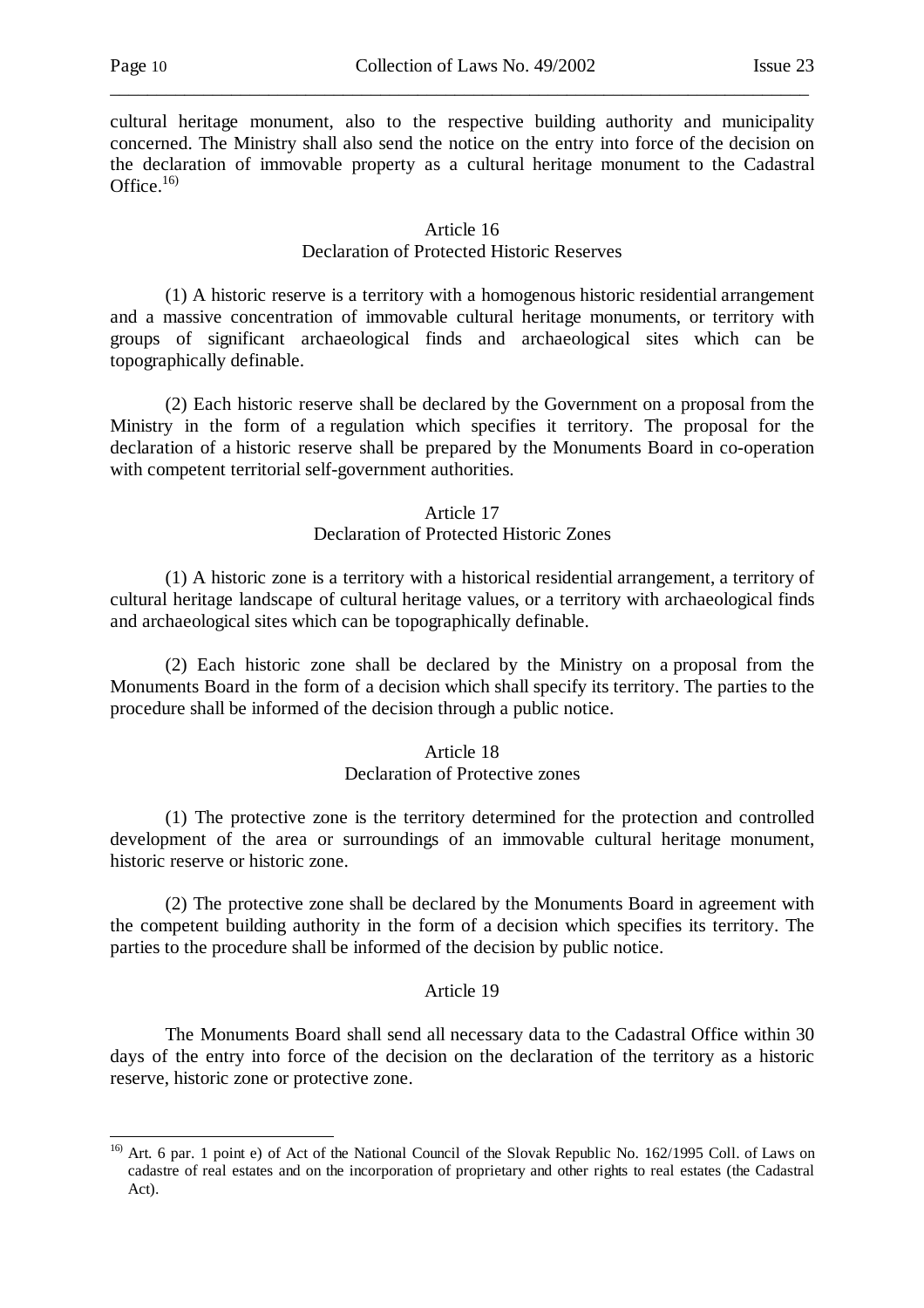cultural heritage monument, also to the respective building authority and municipality concerned. The Ministry shall also send the notice on the entry into force of the decision on the declaration of immovable property as a cultural heritage monument to the Cadastral Office.[16)]

Article 16
Declaration of Protected Historic Reserves

(1) A historic reserve is a territory with a homogenous historic residential arrangement and a massive concentration of immovable cultural heritage monuments, or territory with groups of significant archaeological finds and archaeological sites which can be topographically definable.

(2) Each historic reserve shall be declared by the Government on a proposal from the Ministry in the form of a regulation which specifies it territory. The proposal for the declaration of a historic reserve shall be prepared by the Monuments Board in co-operation with competent territorial self-government authorities.

Article 17
Declaration of Protected Historic Zones

(1) A historic zone is a territory with a historical residential arrangement, a territory of cultural heritage landscape of cultural heritage values, or a territory with archaeological finds and archaeological sites which can be topographically definable.

(2) Each historic zone shall be declared by the Ministry on a proposal from the Monuments Board in the form of a decision which shall specify its territory. The parties to the procedure shall be informed of the decision through a public notice.

Article 18
Declaration of Protective zones

(1) The protective zone is the territory determined for the protection and controlled development of the area or surroundings of an immovable cultural heritage monument, historic reserve or historic zone.

(2) The protective zone shall be declared by the Monuments Board in agreement with the competent building authority in the form of a decision which specifies its territory. The parties to the procedure shall be informed of the decision by public notice.

Article 19

The Monuments Board shall send all necessary data to the Cadastral Office within 30 days of the entry into force of the decision on the declaration of the territory as a historic reserve, historic zone or protective zone.

---

[16)] Art. 6 par. 1 point e) of Act of the National Council of the Slovak Republic No. 162/1995 Coll. of Laws on cadastre of real estates and on the incorporation of proprietary and other rights to real estates (the Cadastral Act).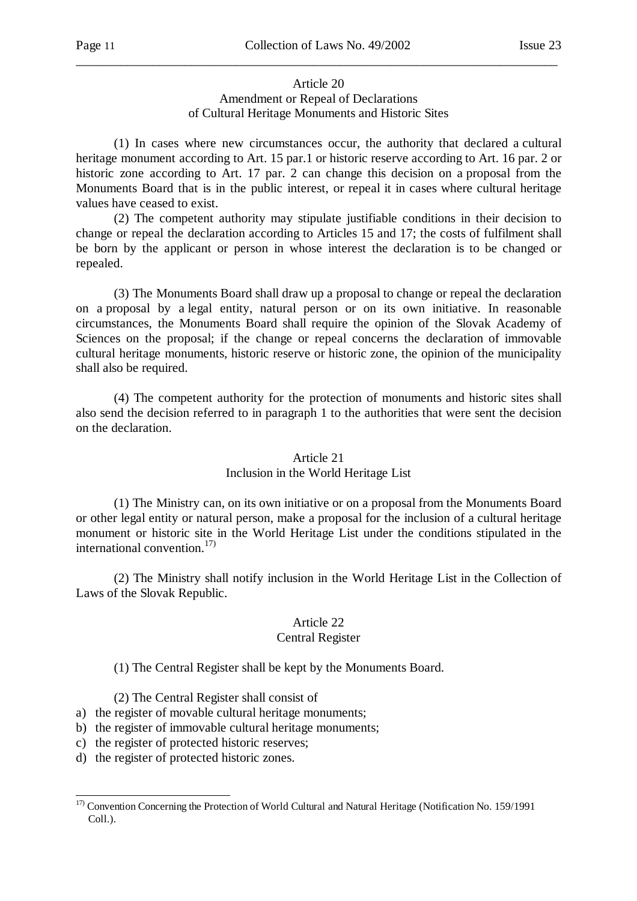## Article 20
### Amendment or Repeal of Declarations of Cultural Heritage Monuments and Historic Sites

(1) In cases where new circumstances occur, the authority that declared a cultural heritage monument according to Art. 15 par.1 or historic reserve according to Art. 16 par. 2 or historic zone according to Art. 17 par. 2 can change this decision on a proposal from the Monuments Board that is in the public interest, or repeal it in cases where cultural heritage values have ceased to exist.

(2) The competent authority may stipulate justifiable conditions in their decision to change or repeal the declaration according to Articles 15 and 17; the costs of fulfilment shall be born by the applicant or person in whose interest the declaration is to be changed or repealed.

(3) The Monuments Board shall draw up a proposal to change or repeal the declaration on a proposal by a legal entity, natural person or on its own initiative. In reasonable circumstances, the Monuments Board shall require the opinion of the Slovak Academy of Sciences on the proposal; if the change or repeal concerns the declaration of immovable cultural heritage monuments, historic reserve or historic zone, the opinion of the municipality shall also be required.

(4) The competent authority for the protection of monuments and historic sites shall also send the decision referred to in paragraph 1 to the authorities that were sent the decision on the declaration.

## Article 21
### Inclusion in the World Heritage List

(1) The Ministry can, on its own initiative or on a proposal from the Monuments Board or other legal entity or natural person, make a proposal for the inclusion of a cultural heritage monument or historic site in the World Heritage List under the conditions stipulated in the international convention.[17)]

(2) The Ministry shall notify inclusion in the World Heritage List in the Collection of Laws of the Slovak Republic.

## Article 22
### Central Register

(1) The Central Register shall be kept by the Monuments Board.

(2) The Central Register shall consist of

a) the register of movable cultural heritage monuments;
b) the register of immovable cultural heritage monuments;
c) the register of protected historic reserves;
d) the register of protected historic zones.

---

[17)] Convention Concerning the Protection of World Cultural and Natural Heritage (Notification No. 159/1991 Coll.).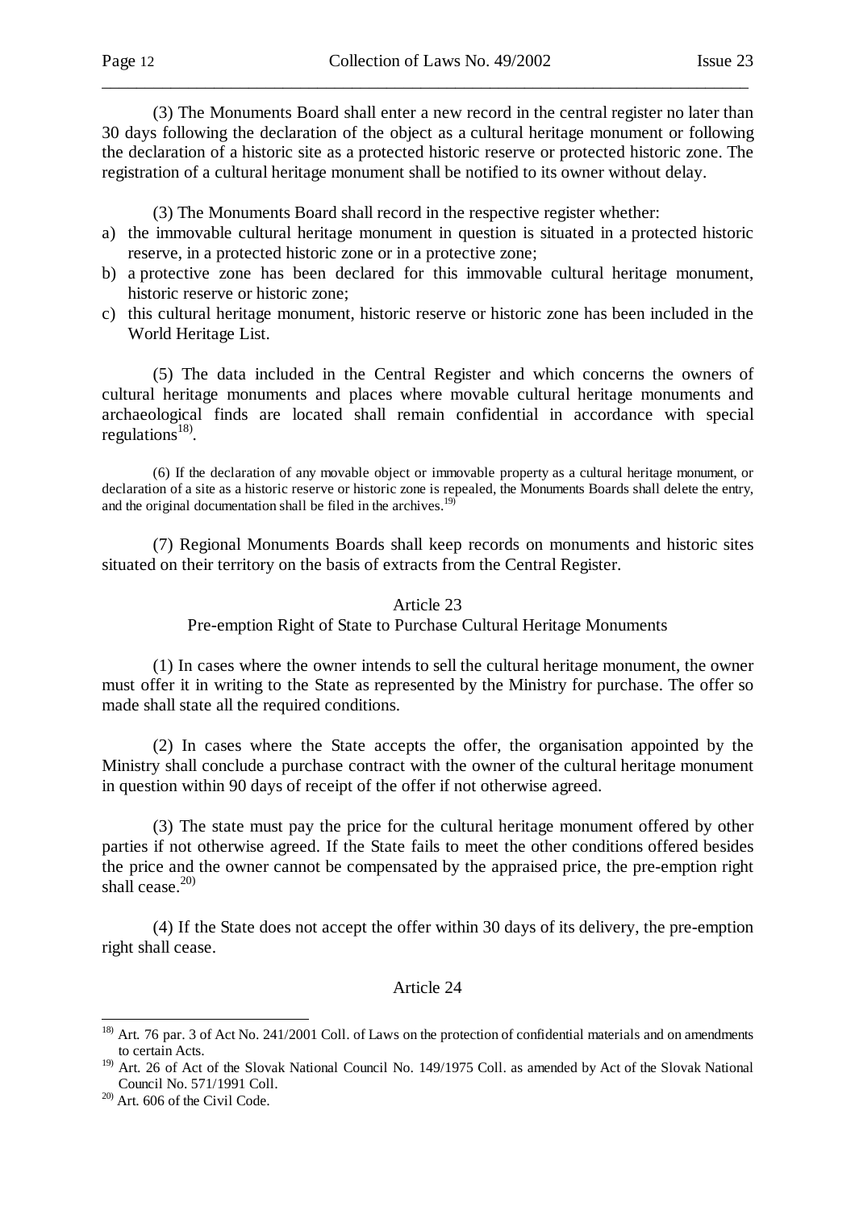(3) The Monuments Board shall enter a new record in the central register no later than 30 days following the declaration of the object as a cultural heritage monument or following the declaration of a historic site as a protected historic reserve or protected historic zone. The registration of a cultural heritage monument shall be notified to its owner without delay.

(3) The Monuments Board shall record in the respective register whether:

a) the immovable cultural heritage monument in question is situated in a protected historic reserve, in a protected historic zone or in a protective zone;
b) a protective zone has been declared for this immovable cultural heritage monument, historic reserve or historic zone;
c) this cultural heritage monument, historic reserve or historic zone has been included in the World Heritage List.

(5) The data included in the Central Register and which concerns the owners of cultural heritage monuments and places where movable cultural heritage monuments and archaeological finds are located shall remain confidential in accordance with special regulations[18].

(6) If the declaration of any movable object or immovable property as a cultural heritage monument, or declaration of a site as a historic reserve or historic zone is repealed, the Monuments Boards shall delete the entry, and the original documentation shall be filed in the archives.[19]

(7) Regional Monuments Boards shall keep records on monuments and historic sites situated on their territory on the basis of extracts from the Central Register.

## Article 23
### Pre-emption Right of State to Purchase Cultural Heritage Monuments

(1) In cases where the owner intends to sell the cultural heritage monument, the owner must offer it in writing to the State as represented by the Ministry for purchase. The offer so made shall state all the required conditions.

(2) In cases where the State accepts the offer, the organisation appointed by the Ministry shall conclude a purchase contract with the owner of the cultural heritage monument in question within 90 days of receipt of the offer if not otherwise agreed.

(3) The state must pay the price for the cultural heritage monument offered by other parties if not otherwise agreed. If the State fails to meet the other conditions offered besides the price and the owner cannot be compensated by the appraised price, the pre-emption right shall cease.[20]

(4) If the State does not accept the offer within 30 days of its delivery, the pre-emption right shall cease.

## Article 24

---

[18] Art. 76 par. 3 of Act No. 241/2001 Coll. of Laws on the protection of confidential materials and on amendments to certain Acts.

[19] Art. 26 of Act of the Slovak National Council No. 149/1975 Coll. as amended by Act of the Slovak National Council No. 571/1991 Coll.

[20] Art. 606 of the Civil Code.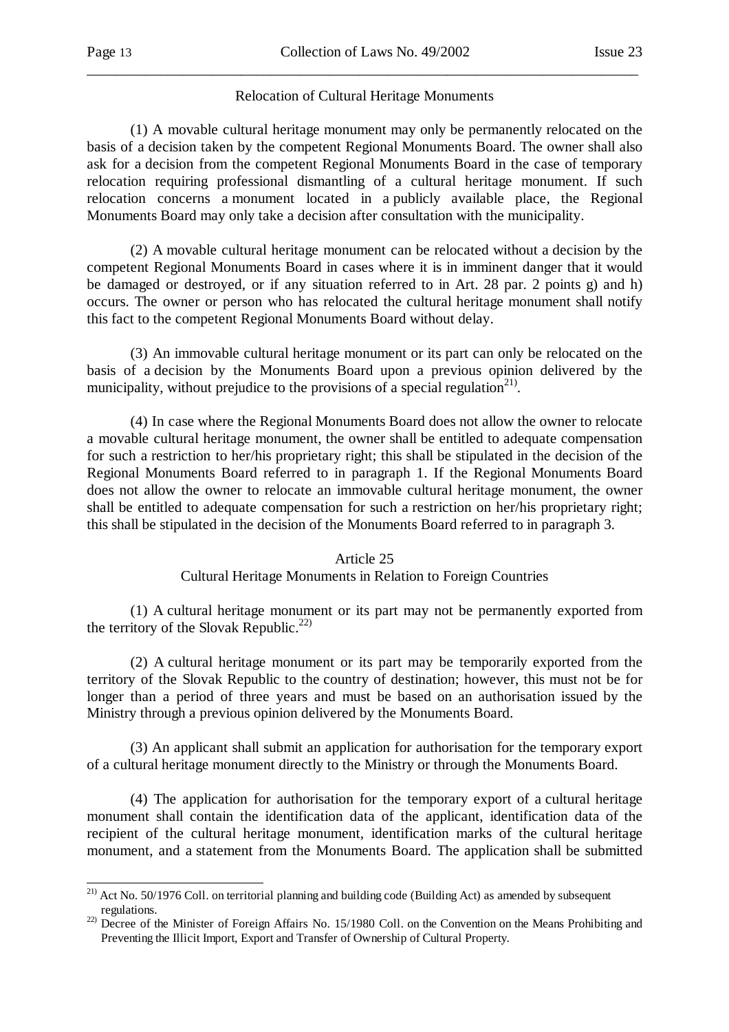Relocation of Cultural Heritage Monuments

(1) A movable cultural heritage monument may only be permanently relocated on the basis of a decision taken by the competent Regional Monuments Board. The owner shall also ask for a decision from the competent Regional Monuments Board in the case of temporary relocation requiring professional dismantling of a cultural heritage monument. If such relocation concerns a monument located in a publicly available place, the Regional Monuments Board may only take a decision after consultation with the municipality.

(2) A movable cultural heritage monument can be relocated without a decision by the competent Regional Monuments Board in cases where it is in imminent danger that it would be damaged or destroyed, or if any situation referred to in Art. 28 par. 2 points g) and h) occurs. The owner or person who has relocated the cultural heritage monument shall notify this fact to the competent Regional Monuments Board without delay.

(3) An immovable cultural heritage monument or its part can only be relocated on the basis of a decision by the Monuments Board upon a previous opinion delivered by the municipality, without prejudice to the provisions of a special regulation[21)].

(4) In case where the Regional Monuments Board does not allow the owner to relocate a movable cultural heritage monument, the owner shall be entitled to adequate compensation for such a restriction to her/his proprietary right; this shall be stipulated in the decision of the Regional Monuments Board referred to in paragraph 1. If the Regional Monuments Board does not allow the owner to relocate an immovable cultural heritage monument, the owner shall be entitled to adequate compensation for such a restriction on her/his proprietary right; this shall be stipulated in the decision of the Monuments Board referred to in paragraph 3.

## Article 25
### Cultural Heritage Monuments in Relation to Foreign Countries

(1) A cultural heritage monument or its part may not be permanently exported from the territory of the Slovak Republic.[22)]

(2) A cultural heritage monument or its part may be temporarily exported from the territory of the Slovak Republic to the country of destination; however, this must not be for longer than a period of three years and must be based on an authorisation issued by the Ministry through a previous opinion delivered by the Monuments Board.

(3) An applicant shall submit an application for authorisation for the temporary export of a cultural heritage monument directly to the Ministry or through the Monuments Board.

(4) The application for authorisation for the temporary export of a cultural heritage monument shall contain the identification data of the applicant, identification data of the recipient of the cultural heritage monument, identification marks of the cultural heritage monument, and a statement from the Monuments Board. The application shall be submitted

---

[21)] Act No. 50/1976 Coll. on territorial planning and building code (Building Act) as amended by subsequent regulations.

[22)] Decree of the Minister of Foreign Affairs No. 15/1980 Coll. on the Convention on the Means Prohibiting and Preventing the Illicit Import, Export and Transfer of Ownership of Cultural Property.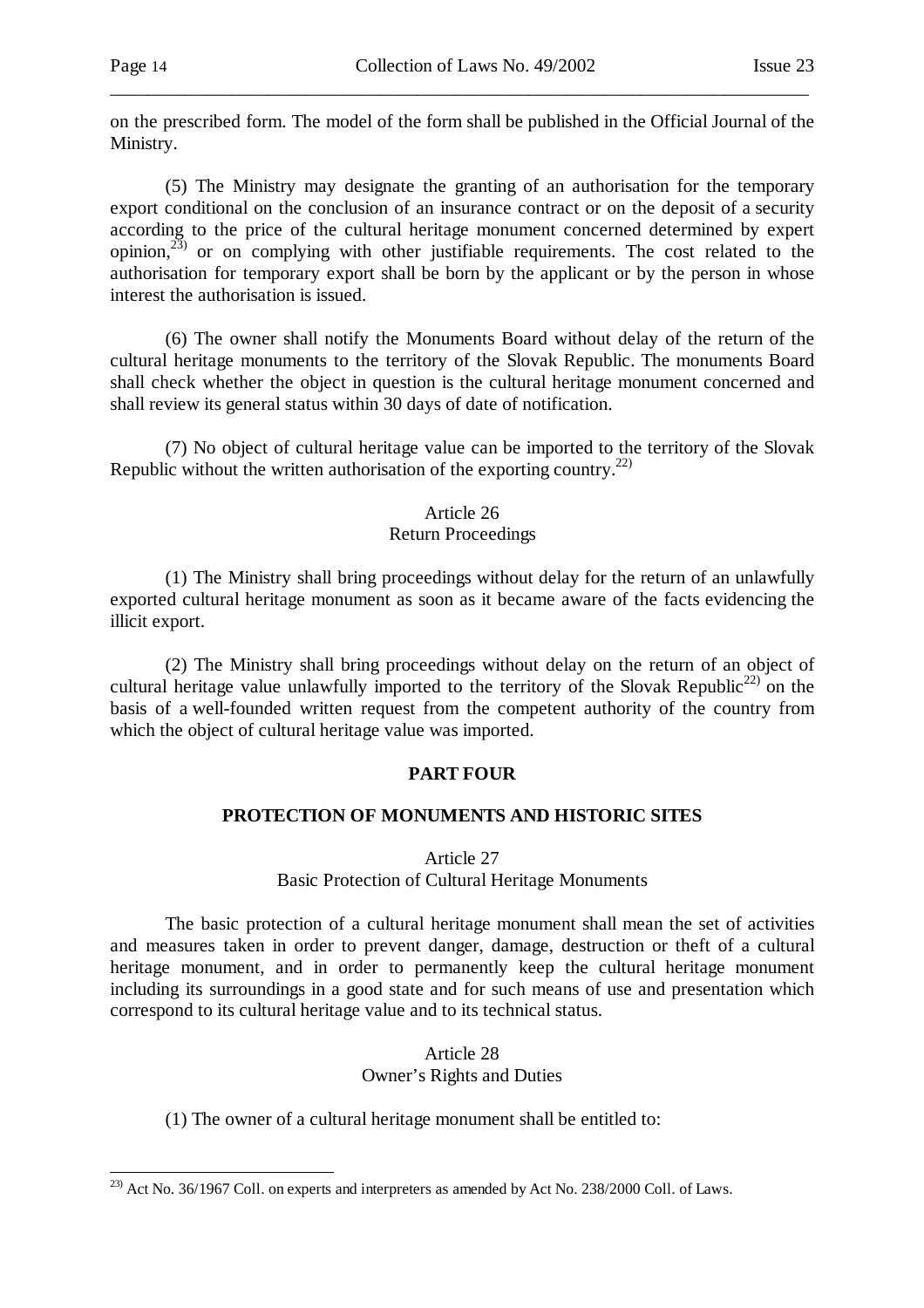on the prescribed form. The model of the form shall be published in the Official Journal of the Ministry.

(5) The Ministry may designate the granting of an authorisation for the temporary export conditional on the conclusion of an insurance contract or on the deposit of a security according to the price of the cultural heritage monument concerned determined by expert opinion,[23] or on complying with other justifiable requirements. The cost related to the authorisation for temporary export shall be born by the applicant or by the person in whose interest the authorisation is issued.

(6) The owner shall notify the Monuments Board without delay of the return of the cultural heritage monuments to the territory of the Slovak Republic. The monuments Board shall check whether the object in question is the cultural heritage monument concerned and shall review its general status within 30 days of date of notification.

(7) No object of cultural heritage value can be imported to the territory of the Slovak Republic without the written authorisation of the exporting country.[22]

### Article 26
### Return Proceedings

(1) The Ministry shall bring proceedings without delay for the return of an unlawfully exported cultural heritage monument as soon as it became aware of the facts evidencing the illicit export.

(2) The Ministry shall bring proceedings without delay on the return of an object of cultural heritage value unlawfully imported to the territory of the Slovak Republic[22] on the basis of a well-founded written request from the competent authority of the country from which the object of cultural heritage value was imported.

## PART FOUR

## PROTECTION OF MONUMENTS AND HISTORIC SITES

### Article 27
### Basic Protection of Cultural Heritage Monuments

The basic protection of a cultural heritage monument shall mean the set of activities and measures taken in order to prevent danger, damage, destruction or theft of a cultural heritage monument, and in order to permanently keep the cultural heritage monument including its surroundings in a good state and for such means of use and presentation which correspond to its cultural heritage value and to its technical status.

### Article 28
### Owner's Rights and Duties

(1) The owner of a cultural heritage monument shall be entitled to:

---

[23] Act No. 36/1967 Coll. on experts and interpreters as amended by Act No. 238/2000 Coll. of Laws.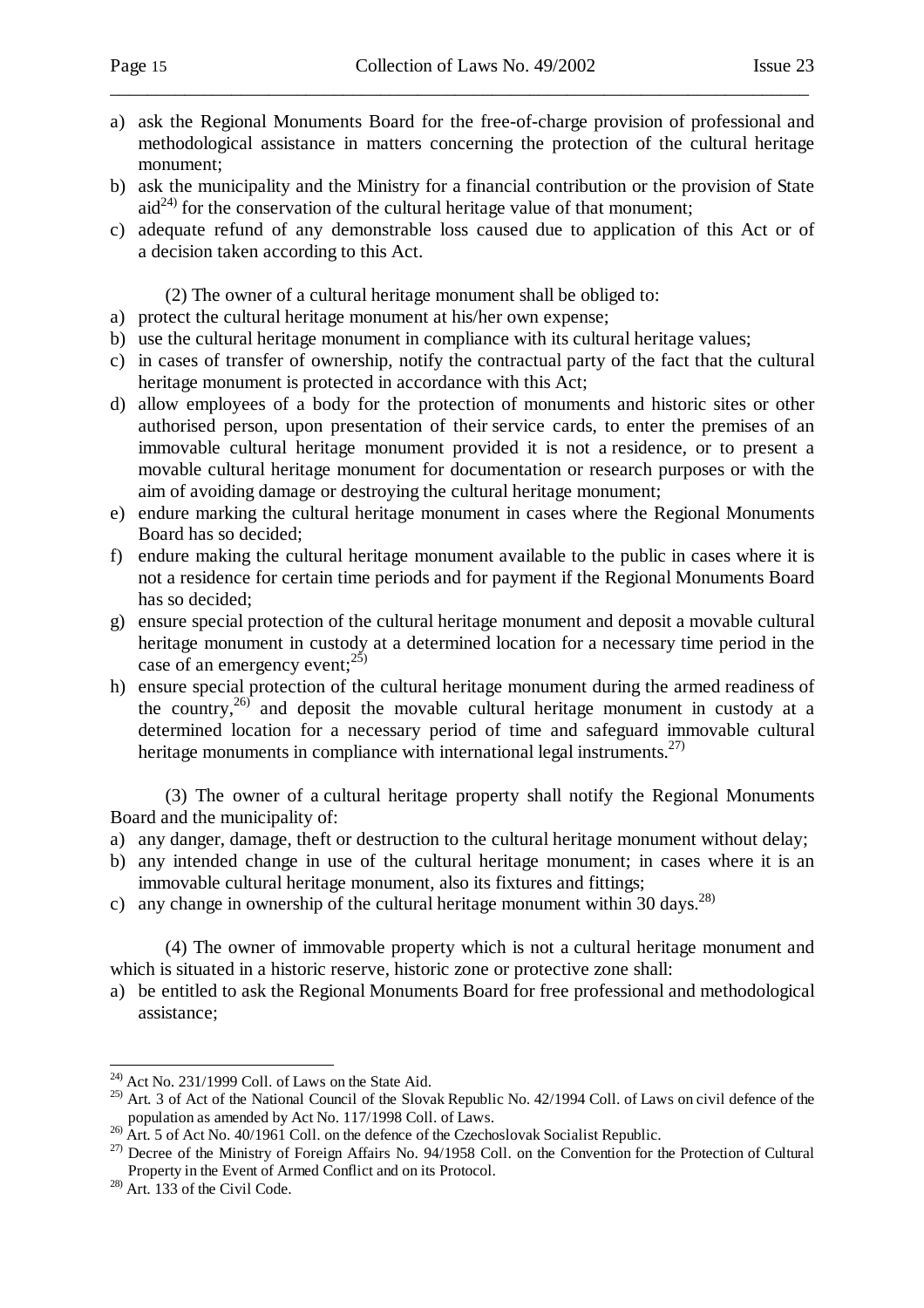a) ask the Regional Monuments Board for the free-of-charge provision of professional and methodological assistance in matters concerning the protection of the cultural heritage monument;
b) ask the municipality and the Ministry for a financial contribution or the provision of State aid[24] for the conservation of the cultural heritage value of that monument;
c) adequate refund of any demonstrable loss caused due to application of this Act or of a decision taken according to this Act.

(2) The owner of a cultural heritage monument shall be obliged to:

a) protect the cultural heritage monument at his/her own expense;
b) use the cultural heritage monument in compliance with its cultural heritage values;
c) in cases of transfer of ownership, notify the contractual party of the fact that the cultural heritage monument is protected in accordance with this Act;
d) allow employees of a body for the protection of monuments and historic sites or other authorised person, upon presentation of their service cards, to enter the premises of an immovable cultural heritage monument provided it is not a residence, or to present a movable cultural heritage monument for documentation or research purposes or with the aim of avoiding damage or destroying the cultural heritage monument;
e) endure marking the cultural heritage monument in cases where the Regional Monuments Board has so decided;
f) endure making the cultural heritage monument available to the public in cases where it is not a residence for certain time periods and for payment if the Regional Monuments Board has so decided;
g) ensure special protection of the cultural heritage monument and deposit a movable cultural heritage monument in custody at a determined location for a necessary time period in the case of an emergency event;[25]
h) ensure special protection of the cultural heritage monument during the armed readiness of the country,[26] and deposit the movable cultural heritage monument in custody at a determined location for a necessary period of time and safeguard immovable cultural heritage monuments in compliance with international legal instruments.[27]

(3) The owner of a cultural heritage property shall notify the Regional Monuments Board and the municipality of:

a) any danger, damage, theft or destruction to the cultural heritage monument without delay;
b) any intended change in use of the cultural heritage monument; in cases where it is an immovable cultural heritage monument, also its fixtures and fittings;
c) any change in ownership of the cultural heritage monument within 30 days.[28]

(4) The owner of immovable property which is not a cultural heritage monument and which is situated in a historic reserve, historic zone or protective zone shall:

a) be entitled to ask the Regional Monuments Board for free professional and methodological assistance;

---

[24] Act No. 231/1999 Coll. of Laws on the State Aid.

[25] Art. 3 of Act of the National Council of the Slovak Republic No. 42/1994 Coll. of Laws on civil defence of the population as amended by Act No. 117/1998 Coll. of Laws.

[26] Art. 5 of Act No. 40/1961 Coll. on the defence of the Czechoslovak Socialist Republic.

[27] Decree of the Ministry of Foreign Affairs No. 94/1958 Coll. on the Convention for the Protection of Cultural Property in the Event of Armed Conflict and on its Protocol.

[28] Art. 133 of the Civil Code.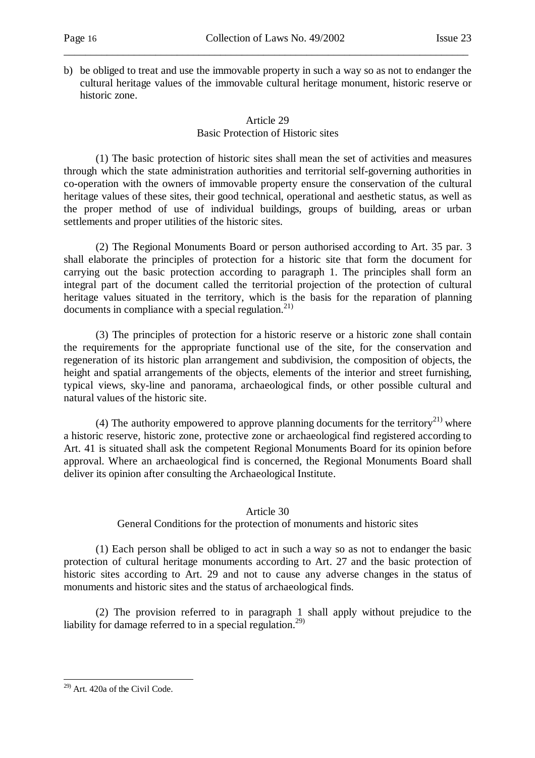b) be obliged to treat and use the immovable property in such a way so as not to endanger the cultural heritage values of the immovable cultural heritage monument, historic reserve or historic zone.

### Article 29
### Basic Protection of Historic sites

(1) The basic protection of historic sites shall mean the set of activities and measures through which the state administration authorities and territorial self-governing authorities in co-operation with the owners of immovable property ensure the conservation of the cultural heritage values of these sites, their good technical, operational and aesthetic status, as well as the proper method of use of individual buildings, groups of building, areas or urban settlements and proper utilities of the historic sites.

(2) The Regional Monuments Board or person authorised according to Art. 35 par. 3 shall elaborate the principles of protection for a historic site that form the document for carrying out the basic protection according to paragraph 1. The principles shall form an integral part of the document called the territorial projection of the protection of cultural heritage values situated in the territory, which is the basis for the reparation of planning documents in compliance with a special regulation.[21)]

(3) The principles of protection for a historic reserve or a historic zone shall contain the requirements for the appropriate functional use of the site, for the conservation and regeneration of its historic plan arrangement and subdivision, the composition of objects, the height and spatial arrangements of the objects, elements of the interior and street furnishing, typical views, sky-line and panorama, archaeological finds, or other possible cultural and natural values of the historic site.

(4) The authority empowered to approve planning documents for the territory[21)] where a historic reserve, historic zone, protective zone or archaeological find registered according to Art. 41 is situated shall ask the competent Regional Monuments Board for its opinion before approval. Where an archaeological find is concerned, the Regional Monuments Board shall deliver its opinion after consulting the Archaeological Institute.

### Article 30
### General Conditions for the protection of monuments and historic sites

(1) Each person shall be obliged to act in such a way so as not to endanger the basic protection of cultural heritage monuments according to Art. 27 and the basic protection of historic sites according to Art. 29 and not to cause any adverse changes in the status of monuments and historic sites and the status of archaeological finds.

(2) The provision referred to in paragraph 1 shall apply without prejudice to the liability for damage referred to in a special regulation.[29)]

---

[29)] Art. 420a of the Civil Code.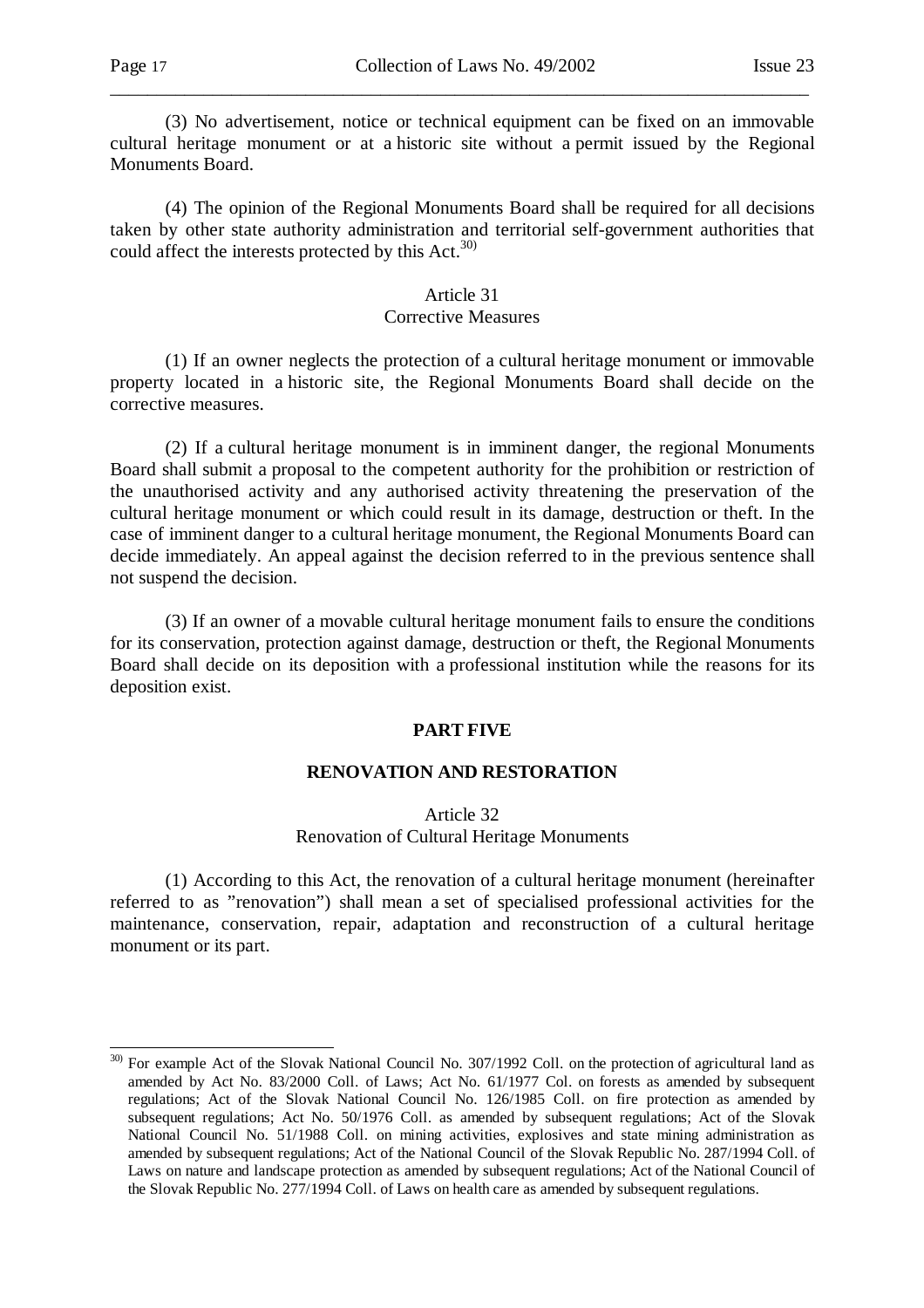(3) No advertisement, notice or technical equipment can be fixed on an immovable cultural heritage monument or at a historic site without a permit issued by the Regional Monuments Board.

(4) The opinion of the Regional Monuments Board shall be required for all decisions taken by other state authority administration and territorial self-government authorities that could affect the interests protected by this Act.[30)]

### Article 31
### Corrective Measures

(1) If an owner neglects the protection of a cultural heritage monument or immovable property located in a historic site, the Regional Monuments Board shall decide on the corrective measures.

(2) If a cultural heritage monument is in imminent danger, the regional Monuments Board shall submit a proposal to the competent authority for the prohibition or restriction of the unauthorised activity and any authorised activity threatening the preservation of the cultural heritage monument or which could result in its damage, destruction or theft. In the case of imminent danger to a cultural heritage monument, the Regional Monuments Board can decide immediately. An appeal against the decision referred to in the previous sentence shall not suspend the decision.

(3) If an owner of a movable cultural heritage monument fails to ensure the conditions for its conservation, protection against damage, destruction or theft, the Regional Monuments Board shall decide on its deposition with a professional institution while the reasons for its deposition exist.

## PART FIVE

## RENOVATION AND RESTORATION

### Article 32
### Renovation of Cultural Heritage Monuments

(1) According to this Act, the renovation of a cultural heritage monument (hereinafter referred to as "renovation") shall mean a set of specialised professional activities for the maintenance, conservation, repair, adaptation and reconstruction of a cultural heritage monument or its part.

---

[30)] For example Act of the Slovak National Council No. 307/1992 Coll. on the protection of agricultural land as amended by Act No. 83/2000 Coll. of Laws; Act No. 61/1977 Col. on forests as amended by subsequent regulations; Act of the Slovak National Council No. 126/1985 Coll. on fire protection as amended by subsequent regulations; Act No. 50/1976 Coll. as amended by subsequent regulations; Act of the Slovak National Council No. 51/1988 Coll. on mining activities, explosives and state mining administration as amended by subsequent regulations; Act of the National Council of the Slovak Republic No. 287/1994 Coll. of Laws on nature and landscape protection as amended by subsequent regulations; Act of the National Council of the Slovak Republic No. 277/1994 Coll. of Laws on health care as amended by subsequent regulations.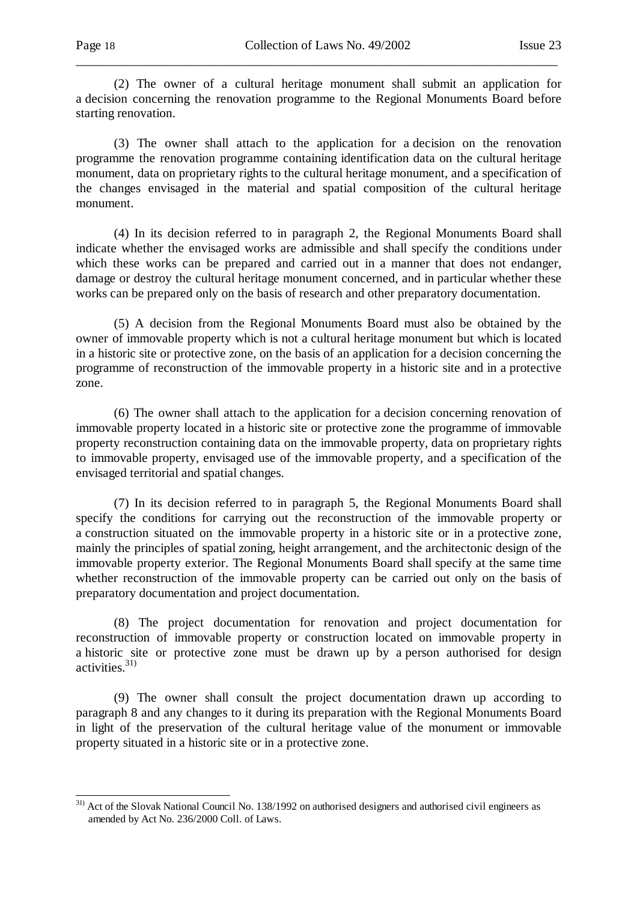(2) The owner of a cultural heritage monument shall submit an application for a decision concerning the renovation programme to the Regional Monuments Board before starting renovation.

(3) The owner shall attach to the application for a decision on the renovation programme the renovation programme containing identification data on the cultural heritage monument, data on proprietary rights to the cultural heritage monument, and a specification of the changes envisaged in the material and spatial composition of the cultural heritage monument.

(4) In its decision referred to in paragraph 2, the Regional Monuments Board shall indicate whether the envisaged works are admissible and shall specify the conditions under which these works can be prepared and carried out in a manner that does not endanger, damage or destroy the cultural heritage monument concerned, and in particular whether these works can be prepared only on the basis of research and other preparatory documentation.

(5) A decision from the Regional Monuments Board must also be obtained by the owner of immovable property which is not a cultural heritage monument but which is located in a historic site or protective zone, on the basis of an application for a decision concerning the programme of reconstruction of the immovable property in a historic site and in a protective zone.

(6) The owner shall attach to the application for a decision concerning renovation of immovable property located in a historic site or protective zone the programme of immovable property reconstruction containing data on the immovable property, data on proprietary rights to immovable property, envisaged use of the immovable property, and a specification of the envisaged territorial and spatial changes.

(7) In its decision referred to in paragraph 5, the Regional Monuments Board shall specify the conditions for carrying out the reconstruction of the immovable property or a construction situated on the immovable property in a historic site or in a protective zone, mainly the principles of spatial zoning, height arrangement, and the architectonic design of the immovable property exterior. The Regional Monuments Board shall specify at the same time whether reconstruction of the immovable property can be carried out only on the basis of preparatory documentation and project documentation.

(8) The project documentation for renovation and project documentation for reconstruction of immovable property or construction located on immovable property in a historic site or protective zone must be drawn up by a person authorised for design activities.[31)]

(9) The owner shall consult the project documentation drawn up according to paragraph 8 and any changes to it during its preparation with the Regional Monuments Board in light of the preservation of the cultural heritage value of the monument or immovable property situated in a historic site or in a protective zone.

---

[31)] Act of the Slovak National Council No. 138/1992 on authorised designers and authorised civil engineers as amended by Act No. 236/2000 Coll. of Laws.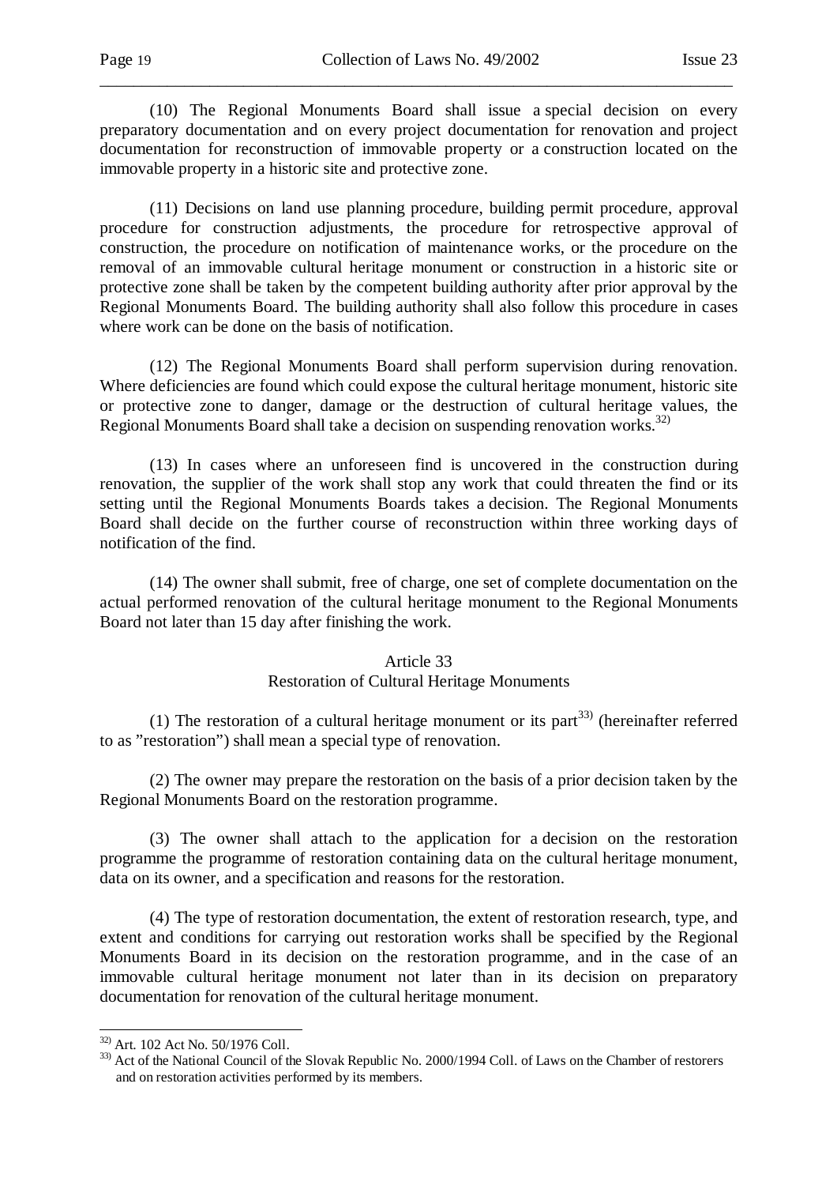(10) The Regional Monuments Board shall issue a special decision on every preparatory documentation and on every project documentation for renovation and project documentation for reconstruction of immovable property or a construction located on the immovable property in a historic site and protective zone.

(11) Decisions on land use planning procedure, building permit procedure, approval procedure for construction adjustments, the procedure for retrospective approval of construction, the procedure on notification of maintenance works, or the procedure on the removal of an immovable cultural heritage monument or construction in a historic site or protective zone shall be taken by the competent building authority after prior approval by the Regional Monuments Board. The building authority shall also follow this procedure in cases where work can be done on the basis of notification.

(12) The Regional Monuments Board shall perform supervision during renovation. Where deficiencies are found which could expose the cultural heritage monument, historic site or protective zone to danger, damage or the destruction of cultural heritage values, the Regional Monuments Board shall take a decision on suspending renovation works.[32)]

(13) In cases where an unforeseen find is uncovered in the construction during renovation, the supplier of the work shall stop any work that could threaten the find or its setting until the Regional Monuments Boards takes a decision. The Regional Monuments Board shall decide on the further course of reconstruction within three working days of notification of the find.

(14) The owner shall submit, free of charge, one set of complete documentation on the actual performed renovation of the cultural heritage monument to the Regional Monuments Board not later than 15 day after finishing the work.

## Article 33
## Restoration of Cultural Heritage Monuments

(1) The restoration of a cultural heritage monument or its part[33)] (hereinafter referred to as "restoration") shall mean a special type of renovation.

(2) The owner may prepare the restoration on the basis of a prior decision taken by the Regional Monuments Board on the restoration programme.

(3) The owner shall attach to the application for a decision on the restoration programme the programme of restoration containing data on the cultural heritage monument, data on its owner, and a specification and reasons for the restoration.

(4) The type of restoration documentation, the extent of restoration research, type, and extent and conditions for carrying out restoration works shall be specified by the Regional Monuments Board in its decision on the restoration programme, and in the case of an immovable cultural heritage monument not later than in its decision on preparatory documentation for renovation of the cultural heritage monument.

---

[32)] Art. 102 Act No. 50/1976 Coll.

[33)] Act of the National Council of the Slovak Republic No. 2000/1994 Coll. of Laws on the Chamber of restorers and on restoration activities performed by its members.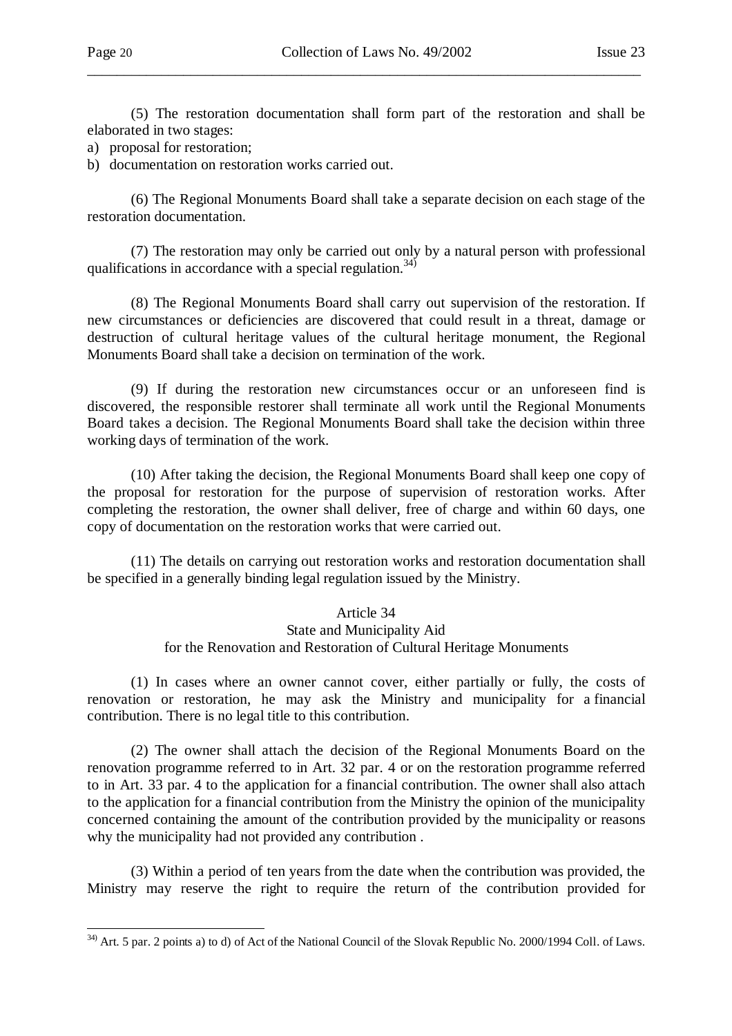(5) The restoration documentation shall form part of the restoration and shall be elaborated in two stages:

a) proposal for restoration;
b) documentation on restoration works carried out.

(6) The Regional Monuments Board shall take a separate decision on each stage of the restoration documentation.

(7) The restoration may only be carried out only by a natural person with professional qualifications in accordance with a special regulation.[34)]

(8) The Regional Monuments Board shall carry out supervision of the restoration. If new circumstances or deficiencies are discovered that could result in a threat, damage or destruction of cultural heritage values of the cultural heritage monument, the Regional Monuments Board shall take a decision on termination of the work.

(9) If during the restoration new circumstances occur or an unforeseen find is discovered, the responsible restorer shall terminate all work until the Regional Monuments Board takes a decision. The Regional Monuments Board shall take the decision within three working days of termination of the work.

(10) After taking the decision, the Regional Monuments Board shall keep one copy of the proposal for restoration for the purpose of supervision of restoration works. After completing the restoration, the owner shall deliver, free of charge and within 60 days, one copy of documentation on the restoration works that were carried out.

(11) The details on carrying out restoration works and restoration documentation shall be specified in a generally binding legal regulation issued by the Ministry.

## Article 34
### State and Municipality Aid for the Renovation and Restoration of Cultural Heritage Monuments

(1) In cases where an owner cannot cover, either partially or fully, the costs of renovation or restoration, he may ask the Ministry and municipality for a financial contribution. There is no legal title to this contribution.

(2) The owner shall attach the decision of the Regional Monuments Board on the renovation programme referred to in Art. 32 par. 4 or on the restoration programme referred to in Art. 33 par. 4 to the application for a financial contribution. The owner shall also attach to the application for a financial contribution from the Ministry the opinion of the municipality concerned containing the amount of the contribution provided by the municipality or reasons why the municipality had not provided any contribution .

(3) Within a period of ten years from the date when the contribution was provided, the Ministry may reserve the right to require the return of the contribution provided for

---

[34)] Art. 5 par. 2 points a) to d) of Act of the National Council of the Slovak Republic No. 2000/1994 Coll. of Laws.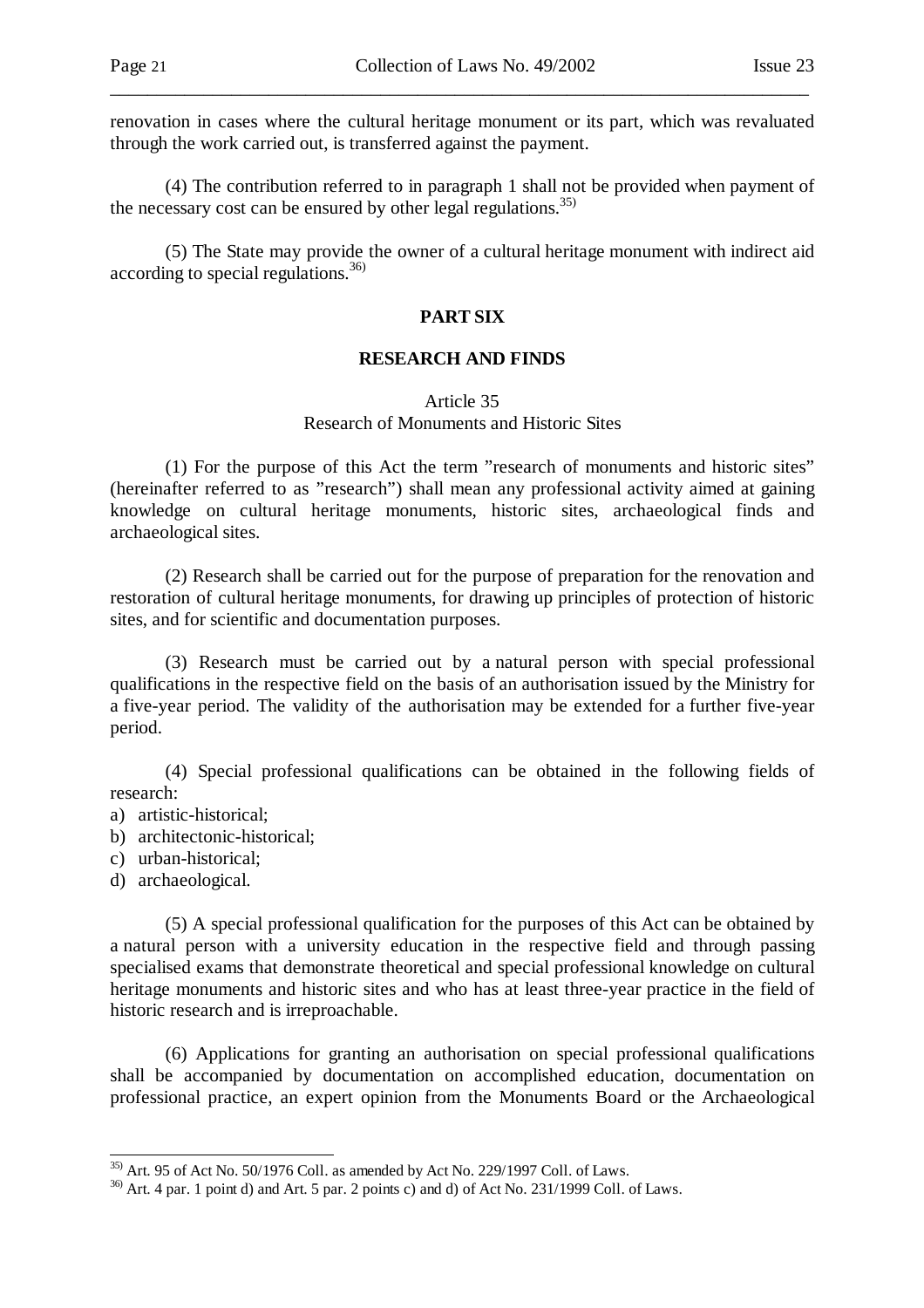renovation in cases where the cultural heritage monument or its part, which was revaluated through the work carried out, is transferred against the payment.

(4) The contribution referred to in paragraph 1 shall not be provided when payment of the necessary cost can be ensured by other legal regulations.[35)]

(5) The State may provide the owner of a cultural heritage monument with indirect aid according to special regulations.[36)]

## PART SIX

## RESEARCH AND FINDS

### Article 35
### Research of Monuments and Historic Sites

(1) For the purpose of this Act the term "research of monuments and historic sites" (hereinafter referred to as "research") shall mean any professional activity aimed at gaining knowledge on cultural heritage monuments, historic sites, archaeological finds and archaeological sites.

(2) Research shall be carried out for the purpose of preparation for the renovation and restoration of cultural heritage monuments, for drawing up principles of protection of historic sites, and for scientific and documentation purposes.

(3) Research must be carried out by a natural person with special professional qualifications in the respective field on the basis of an authorisation issued by the Ministry for a five-year period. The validity of the authorisation may be extended for a further five-year period.

(4) Special professional qualifications can be obtained in the following fields of research:

a) artistic-historical;
b) architectonic-historical;
c) urban-historical;
d) archaeological.

(5) A special professional qualification for the purposes of this Act can be obtained by a natural person with a university education in the respective field and through passing specialised exams that demonstrate theoretical and special professional knowledge on cultural heritage monuments and historic sites and who has at least three-year practice in the field of historic research and is irreproachable.

(6) Applications for granting an authorisation on special professional qualifications shall be accompanied by documentation on accomplished education, documentation on professional practice, an expert opinion from the Monuments Board or the Archaeological

---

[35)] Art. 95 of Act No. 50/1976 Coll. as amended by Act No. 229/1997 Coll. of Laws.

[36)] Art. 4 par. 1 point d) and Art. 5 par. 2 points c) and d) of Act No. 231/1999 Coll. of Laws.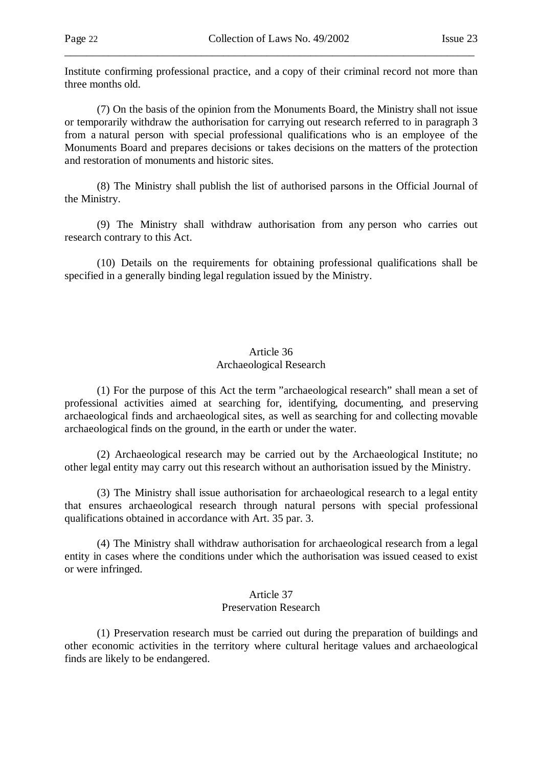Institute confirming professional practice, and a copy of their criminal record not more than three months old.

(7) On the basis of the opinion from the Monuments Board, the Ministry shall not issue or temporarily withdraw the authorisation for carrying out research referred to in paragraph 3 from a natural person with special professional qualifications who is an employee of the Monuments Board and prepares decisions or takes decisions on the matters of the protection and restoration of monuments and historic sites.

(8) The Ministry shall publish the list of authorised parsons in the Official Journal of the Ministry.

(9) The Ministry shall withdraw authorisation from any person who carries out research contrary to this Act.

(10) Details on the requirements for obtaining professional qualifications shall be specified in a generally binding legal regulation issued by the Ministry.

## Article 36
## Archaeological Research

(1) For the purpose of this Act the term "archaeological research" shall mean a set of professional activities aimed at searching for, identifying, documenting, and preserving archaeological finds and archaeological sites, as well as searching for and collecting movable archaeological finds on the ground, in the earth or under the water.

(2) Archaeological research may be carried out by the Archaeological Institute; no other legal entity may carry out this research without an authorisation issued by the Ministry.

(3) The Ministry shall issue authorisation for archaeological research to a legal entity that ensures archaeological research through natural persons with special professional qualifications obtained in accordance with Art. 35 par. 3.

(4) The Ministry shall withdraw authorisation for archaeological research from a legal entity in cases where the conditions under which the authorisation was issued ceased to exist or were infringed.

## Article 37
## Preservation Research

(1) Preservation research must be carried out during the preparation of buildings and other economic activities in the territory where cultural heritage values and archaeological finds are likely to be endangered.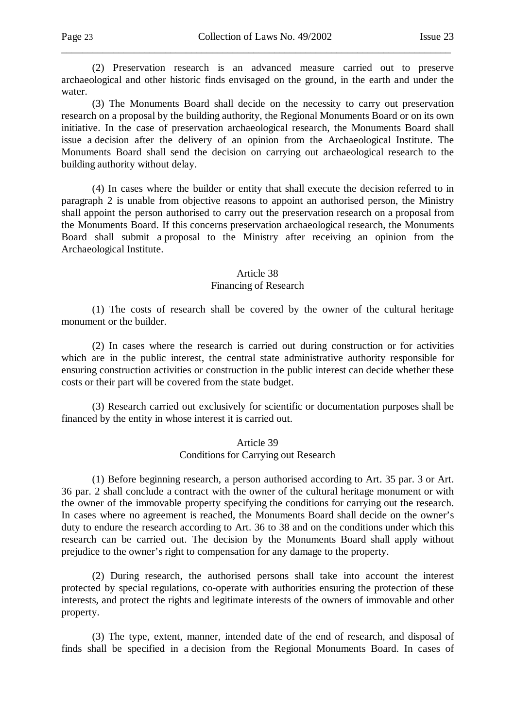(2) Preservation research is an advanced measure carried out to preserve archaeological and other historic finds envisaged on the ground, in the earth and under the water.

(3) The Monuments Board shall decide on the necessity to carry out preservation research on a proposal by the building authority, the Regional Monuments Board or on its own initiative. In the case of preservation archaeological research, the Monuments Board shall issue a decision after the delivery of an opinion from the Archaeological Institute. The Monuments Board shall send the decision on carrying out archaeological research to the building authority without delay.

(4) In cases where the builder or entity that shall execute the decision referred to in paragraph 2 is unable from objective reasons to appoint an authorised person, the Ministry shall appoint the person authorised to carry out the preservation research on a proposal from the Monuments Board. If this concerns preservation archaeological research, the Monuments Board shall submit a proposal to the Ministry after receiving an opinion from the Archaeological Institute.

### Article 38
### Financing of Research

(1) The costs of research shall be covered by the owner of the cultural heritage monument or the builder.

(2) In cases where the research is carried out during construction or for activities which are in the public interest, the central state administrative authority responsible for ensuring construction activities or construction in the public interest can decide whether these costs or their part will be covered from the state budget.

(3) Research carried out exclusively for scientific or documentation purposes shall be financed by the entity in whose interest it is carried out.

### Article 39
### Conditions for Carrying out Research

(1) Before beginning research, a person authorised according to Art. 35 par. 3 or Art. 36 par. 2 shall conclude a contract with the owner of the cultural heritage monument or with the owner of the immovable property specifying the conditions for carrying out the research. In cases where no agreement is reached, the Monuments Board shall decide on the owner's duty to endure the research according to Art. 36 to 38 and on the conditions under which this research can be carried out. The decision by the Monuments Board shall apply without prejudice to the owner's right to compensation for any damage to the property.

(2) During research, the authorised persons shall take into account the interest protected by special regulations, co-operate with authorities ensuring the protection of these interests, and protect the rights and legitimate interests of the owners of immovable and other property.

(3) The type, extent, manner, intended date of the end of research, and disposal of finds shall be specified in a decision from the Regional Monuments Board. In cases of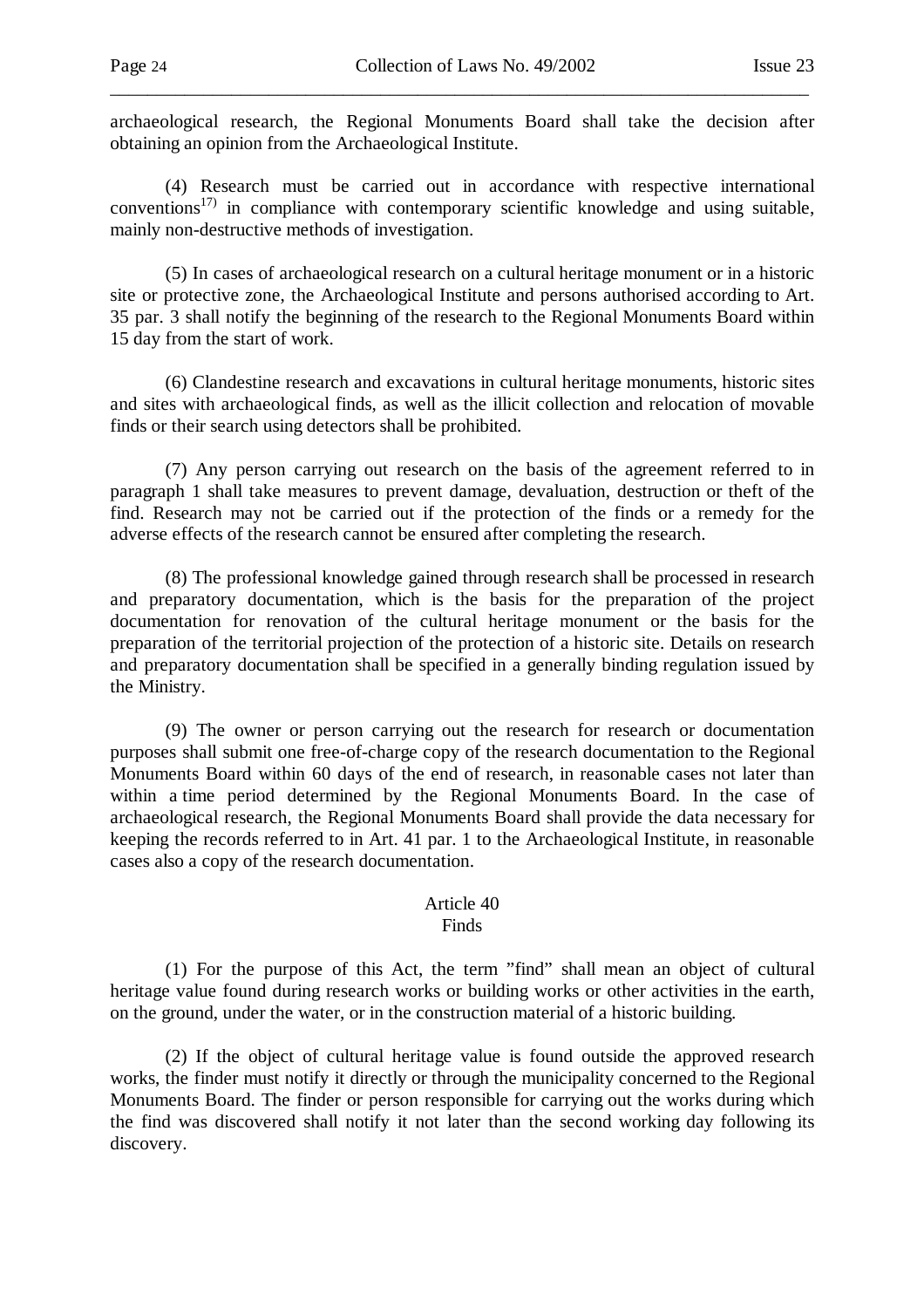archaeological research, the Regional Monuments Board shall take the decision after obtaining an opinion from the Archaeological Institute.

(4) Research must be carried out in accordance with respective international conventions[17)] in compliance with contemporary scientific knowledge and using suitable, mainly non-destructive methods of investigation.

(5) In cases of archaeological research on a cultural heritage monument or in a historic site or protective zone, the Archaeological Institute and persons authorised according to Art. 35 par. 3 shall notify the beginning of the research to the Regional Monuments Board within 15 day from the start of work.

(6) Clandestine research and excavations in cultural heritage monuments, historic sites and sites with archaeological finds, as well as the illicit collection and relocation of movable finds or their search using detectors shall be prohibited.

(7) Any person carrying out research on the basis of the agreement referred to in paragraph 1 shall take measures to prevent damage, devaluation, destruction or theft of the find. Research may not be carried out if the protection of the finds or a remedy for the adverse effects of the research cannot be ensured after completing the research.

(8) The professional knowledge gained through research shall be processed in research and preparatory documentation, which is the basis for the preparation of the project documentation for renovation of the cultural heritage monument or the basis for the preparation of the territorial projection of the protection of a historic site. Details on research and preparatory documentation shall be specified in a generally binding regulation issued by the Ministry.

(9) The owner or person carrying out the research for research or documentation purposes shall submit one free-of-charge copy of the research documentation to the Regional Monuments Board within 60 days of the end of research, in reasonable cases not later than within a time period determined by the Regional Monuments Board. In the case of archaeological research, the Regional Monuments Board shall provide the data necessary for keeping the records referred to in Art. 41 par. 1 to the Archaeological Institute, in reasonable cases also a copy of the research documentation.

### Article 40
### Finds

(1) For the purpose of this Act, the term "find" shall mean an object of cultural heritage value found during research works or building works or other activities in the earth, on the ground, under the water, or in the construction material of a historic building.

(2) If the object of cultural heritage value is found outside the approved research works, the finder must notify it directly or through the municipality concerned to the Regional Monuments Board. The finder or person responsible for carrying out the works during which the find was discovered shall notify it not later than the second working day following its discovery.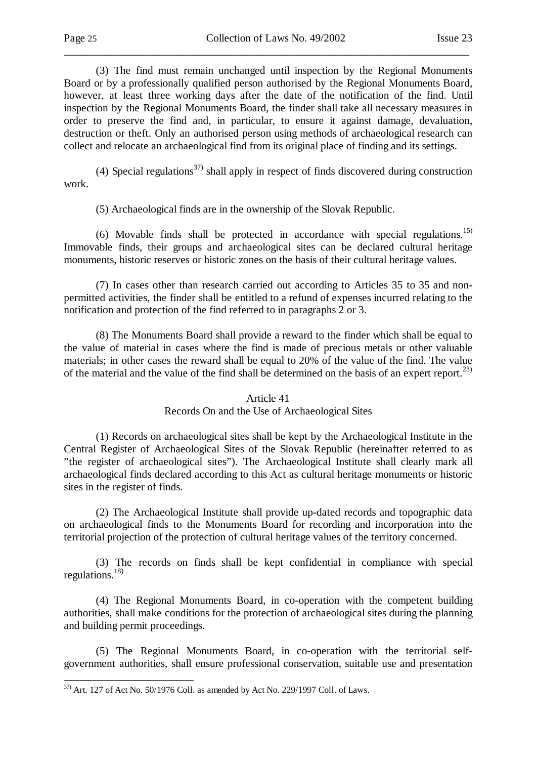(3) The find must remain unchanged until inspection by the Regional Monuments Board or by a professionally qualified person authorised by the Regional Monuments Board, however, at least three working days after the date of the notification of the find. Until inspection by the Regional Monuments Board, the finder shall take all necessary measures in order to preserve the find and, in particular, to ensure it against damage, devaluation, destruction or theft. Only an authorised person using methods of archaeological research can collect and relocate an archaeological find from its original place of finding and its settings.

(4) Special regulations[37)] shall apply in respect of finds discovered during construction work.

(5) Archaeological finds are in the ownership of the Slovak Republic.

(6) Movable finds shall be protected in accordance with special regulations.[15)] Immovable finds, their groups and archaeological sites can be declared cultural heritage monuments, historic reserves or historic zones on the basis of their cultural heritage values.

(7) In cases other than research carried out according to Articles 35 to 35 and non-permitted activities, the finder shall be entitled to a refund of expenses incurred relating to the notification and protection of the find referred to in paragraphs 2 or 3.

(8) The Monuments Board shall provide a reward to the finder which shall be equal to the value of material in cases where the find is made of precious metals or other valuable materials; in other cases the reward shall be equal to 20% of the value of the find. The value of the material and the value of the find shall be determined on the basis of an expert report.[23)]

### Article 41
### Records On and the Use of Archaeological Sites

(1) Records on archaeological sites shall be kept by the Archaeological Institute in the Central Register of Archaeological Sites of the Slovak Republic (hereinafter referred to as "the register of archaeological sites"). The Archaeological Institute shall clearly mark all archaeological finds declared according to this Act as cultural heritage monuments or historic sites in the register of finds.

(2) The Archaeological Institute shall provide up-dated records and topographic data on archaeological finds to the Monuments Board for recording and incorporation into the territorial projection of the protection of cultural heritage values of the territory concerned.

(3) The records on finds shall be kept confidential in compliance with special regulations.[18)]

(4) The Regional Monuments Board, in co-operation with the competent building authorities, shall make conditions for the protection of archaeological sites during the planning and building permit proceedings.

(5) The Regional Monuments Board, in co-operation with the territorial self-government authorities, shall ensure professional conservation, suitable use and presentation

---

[37)] Art. 127 of Act No. 50/1976 Coll. as amended by Act No. 229/1997 Coll. of Laws.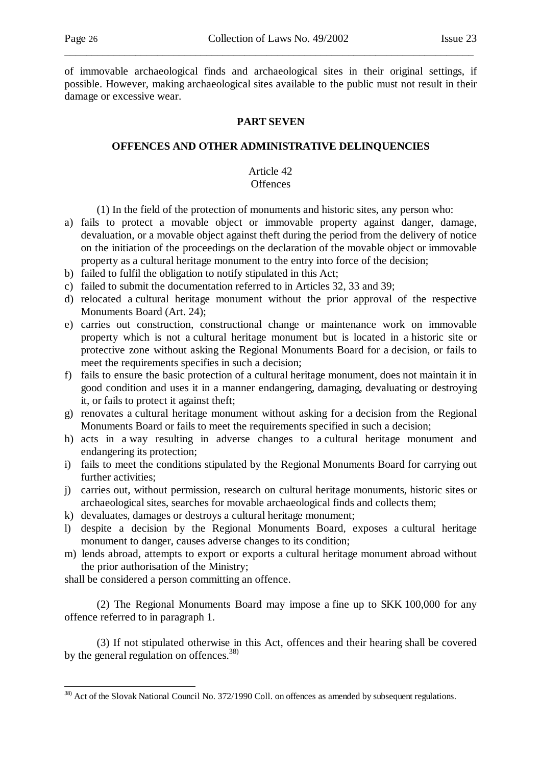of immovable archaeological finds and archaeological sites in their original settings, if possible. However, making archaeological sites available to the public must not result in their damage or excessive wear.

## PART SEVEN

## OFFENCES AND OTHER ADMINISTRATIVE DELINQUENCIES

### Article 42
### Offences

(1) In the field of the protection of monuments and historic sites, any person who:

a) fails to protect a movable object or immovable property against danger, damage, devaluation, or a movable object against theft during the period from the delivery of notice on the initiation of the proceedings on the declaration of the movable object or immovable property as a cultural heritage monument to the entry into force of the decision;
b) failed to fulfil the obligation to notify stipulated in this Act;
c) failed to submit the documentation referred to in Articles 32, 33 and 39;
d) relocated a cultural heritage monument without the prior approval of the respective Monuments Board (Art. 24);
e) carries out construction, constructional change or maintenance work on immovable property which is not a cultural heritage monument but is located in a historic site or protective zone without asking the Regional Monuments Board for a decision, or fails to meet the requirements specifies in such a decision;
f) fails to ensure the basic protection of a cultural heritage monument, does not maintain it in good condition and uses it in a manner endangering, damaging, devaluating or destroying it, or fails to protect it against theft;
g) renovates a cultural heritage monument without asking for a decision from the Regional Monuments Board or fails to meet the requirements specified in such a decision;
h) acts in a way resulting in adverse changes to a cultural heritage monument and endangering its protection;
i) fails to meet the conditions stipulated by the Regional Monuments Board for carrying out further activities;
j) carries out, without permission, research on cultural heritage monuments, historic sites or archaeological sites, searches for movable archaeological finds and collects them;
k) devaluates, damages or destroys a cultural heritage monument;
l) despite a decision by the Regional Monuments Board, exposes a cultural heritage monument to danger, causes adverse changes to its condition;
m) lends abroad, attempts to export or exports a cultural heritage monument abroad without the prior authorisation of the Ministry;

shall be considered a person committing an offence.

(2) The Regional Monuments Board may impose a fine up to SKK 100,000 for any offence referred to in paragraph 1.

(3) If not stipulated otherwise in this Act, offences and their hearing shall be covered by the general regulation on offences.[38)]

---

[38)] Act of the Slovak National Council No. 372/1990 Coll. on offences as amended by subsequent regulations.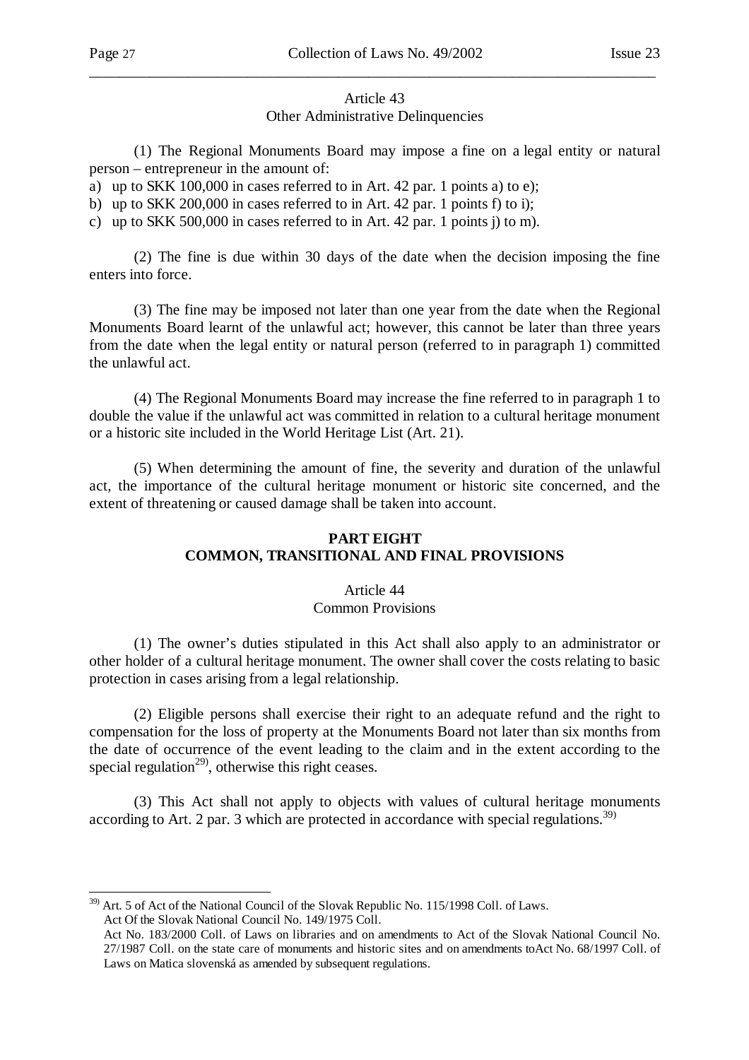Article 43
Other Administrative Delinquencies

(1) The Regional Monuments Board may impose a fine on a legal entity or natural person – entrepreneur in the amount of:

a) up to SKK 100,000 in cases referred to in Art. 42 par. 1 points a) to e);
b) up to SKK 200,000 in cases referred to in Art. 42 par. 1 points f) to i);
c) up to SKK 500,000 in cases referred to in Art. 42 par. 1 points j) to m).

(2) The fine is due within 30 days of the date when the decision imposing the fine enters into force.

(3) The fine may be imposed not later than one year from the date when the Regional Monuments Board learnt of the unlawful act; however, this cannot be later than three years from the date when the legal entity or natural person (referred to in paragraph 1) committed the unlawful act.

(4) The Regional Monuments Board may increase the fine referred to in paragraph 1 to double the value if the unlawful act was committed in relation to a cultural heritage monument or a historic site included in the World Heritage List (Art. 21).

(5) When determining the amount of fine, the severity and duration of the unlawful act, the importance of the cultural heritage monument or historic site concerned, and the extent of threatening or caused damage shall be taken into account.

## PART EIGHT
## COMMON, TRANSITIONAL AND FINAL PROVISIONS

Article 44
Common Provisions

(1) The owner's duties stipulated in this Act shall also apply to an administrator or other holder of a cultural heritage monument. The owner shall cover the costs relating to basic protection in cases arising from a legal relationship.

(2) Eligible persons shall exercise their right to an adequate refund and the right to compensation for the loss of property at the Monuments Board not later than six months from the date of occurrence of the event leading to the claim and in the extent according to the special regulation[29], otherwise this right ceases.

(3) This Act shall not apply to objects with values of cultural heritage monuments according to Art. 2 par. 3 which are protected in accordance with special regulations.[39]

---

[39] Art. 5 of Act of the National Council of the Slovak Republic No. 115/1998 Coll. of Laws.
Act Of the Slovak National Council No. 149/1975 Coll.
Act No. 183/2000 Coll. of Laws on libraries and on amendments to Act of the Slovak National Council No. 27/1987 Coll. on the state care of monuments and historic sites and on amendments toAct No. 68/1997 Coll. of Laws on Matica slovenská as amended by subsequent regulations.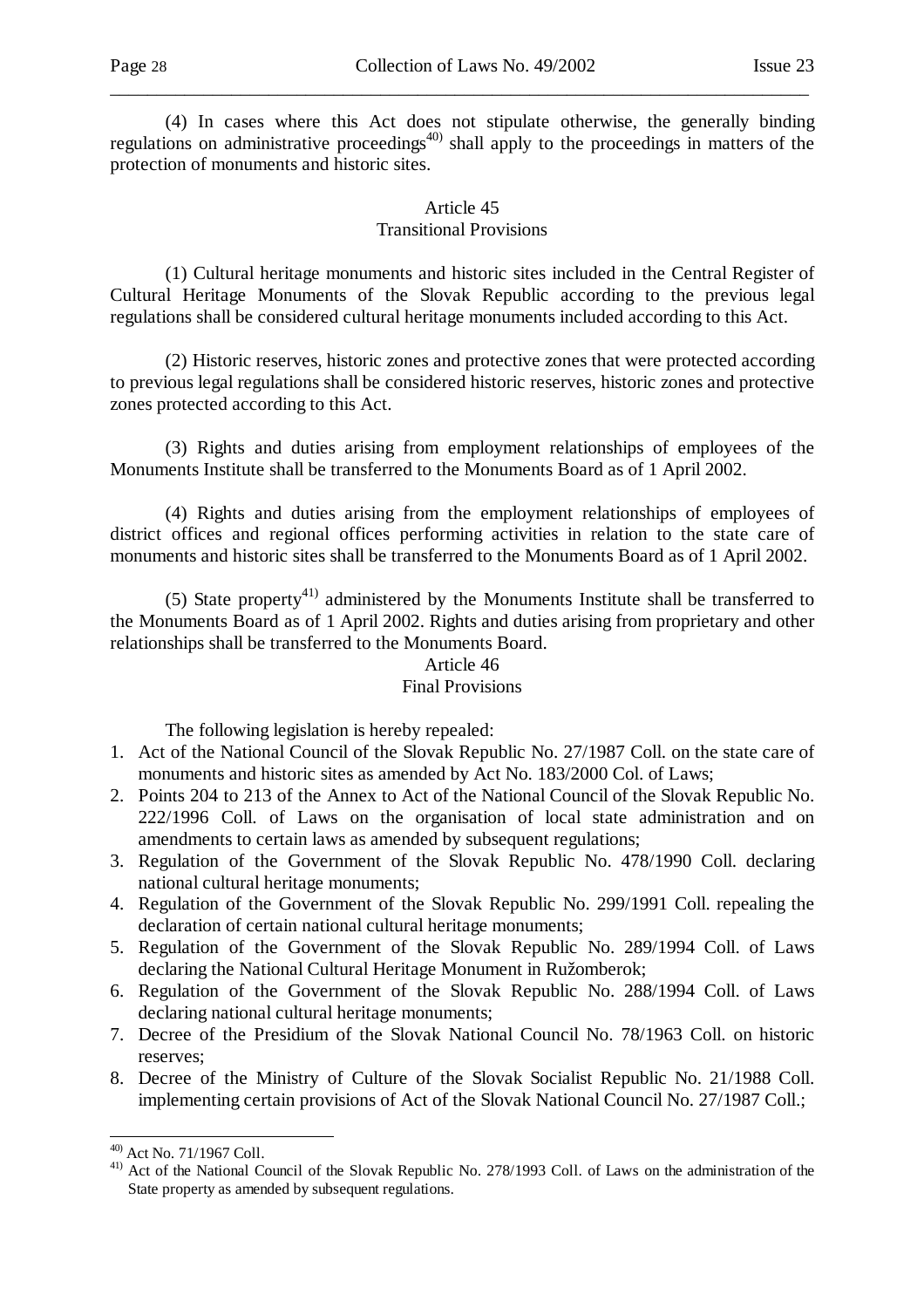(4) In cases where this Act does not stipulate otherwise, the generally binding regulations on administrative proceedings[40)] shall apply to the proceedings in matters of the protection of monuments and historic sites.

## Article 45
## Transitional Provisions

(1) Cultural heritage monuments and historic sites included in the Central Register of Cultural Heritage Monuments of the Slovak Republic according to the previous legal regulations shall be considered cultural heritage monuments included according to this Act.

(2) Historic reserves, historic zones and protective zones that were protected according to previous legal regulations shall be considered historic reserves, historic zones and protective zones protected according to this Act.

(3) Rights and duties arising from employment relationships of employees of the Monuments Institute shall be transferred to the Monuments Board as of 1 April 2002.

(4) Rights and duties arising from the employment relationships of employees of district offices and regional offices performing activities in relation to the state care of monuments and historic sites shall be transferred to the Monuments Board as of 1 April 2002.

(5) State property[41)] administered by the Monuments Institute shall be transferred to the Monuments Board as of 1 April 2002. Rights and duties arising from proprietary and other relationships shall be transferred to the Monuments Board.

## Article 46
## Final Provisions

The following legislation is hereby repealed:

1. Act of the National Council of the Slovak Republic No. 27/1987 Coll. on the state care of monuments and historic sites as amended by Act No. 183/2000 Col. of Laws;
2. Points 204 to 213 of the Annex to Act of the National Council of the Slovak Republic No. 222/1996 Coll. of Laws on the organisation of local state administration and on amendments to certain laws as amended by subsequent regulations;
3. Regulation of the Government of the Slovak Republic No. 478/1990 Coll. declaring national cultural heritage monuments;
4. Regulation of the Government of the Slovak Republic No. 299/1991 Coll. repealing the declaration of certain national cultural heritage monuments;
5. Regulation of the Government of the Slovak Republic No. 289/1994 Coll. of Laws declaring the National Cultural Heritage Monument in Ružomberok;
6. Regulation of the Government of the Slovak Republic No. 288/1994 Coll. of Laws declaring national cultural heritage monuments;
7. Decree of the Presidium of the Slovak National Council No. 78/1963 Coll. on historic reserves;
8. Decree of the Ministry of Culture of the Slovak Socialist Republic No. 21/1988 Coll. implementing certain provisions of Act of the Slovak National Council No. 27/1987 Coll.;

---

[40)] Act No. 71/1967 Coll.

[41)] Act of the National Council of the Slovak Republic No. 278/1993 Coll. of Laws on the administration of the State property as amended by subsequent regulations.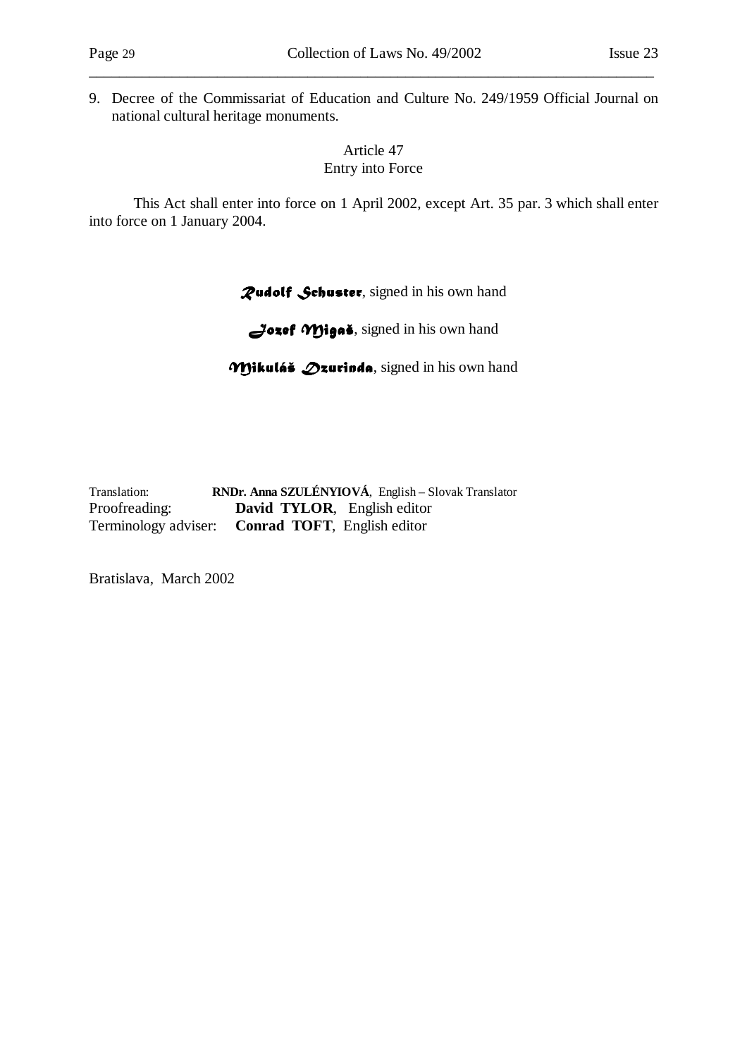9. Decree of the Commissariat of Education and Culture No. 249/1959 Official Journal on national cultural heritage monuments.

### Article 47
### Entry into Force

This Act shall enter into force on 1 April 2002, except Art. 35 par. 3 which shall enter into force on 1 January 2004.

*Rudolf Schuster*, signed in his own hand

*Jozef Migaš*, signed in his own hand

*Mikuláš Dzurinda*, signed in his own hand

Translation: **RNDr. Anna SZULÉNYIOVÁ**, English – Slovak Translator
Proofreading: **David TYLOR**, English editor
Terminology adviser: **Conrad TOFT**, English editor

Bratislava, March 2002